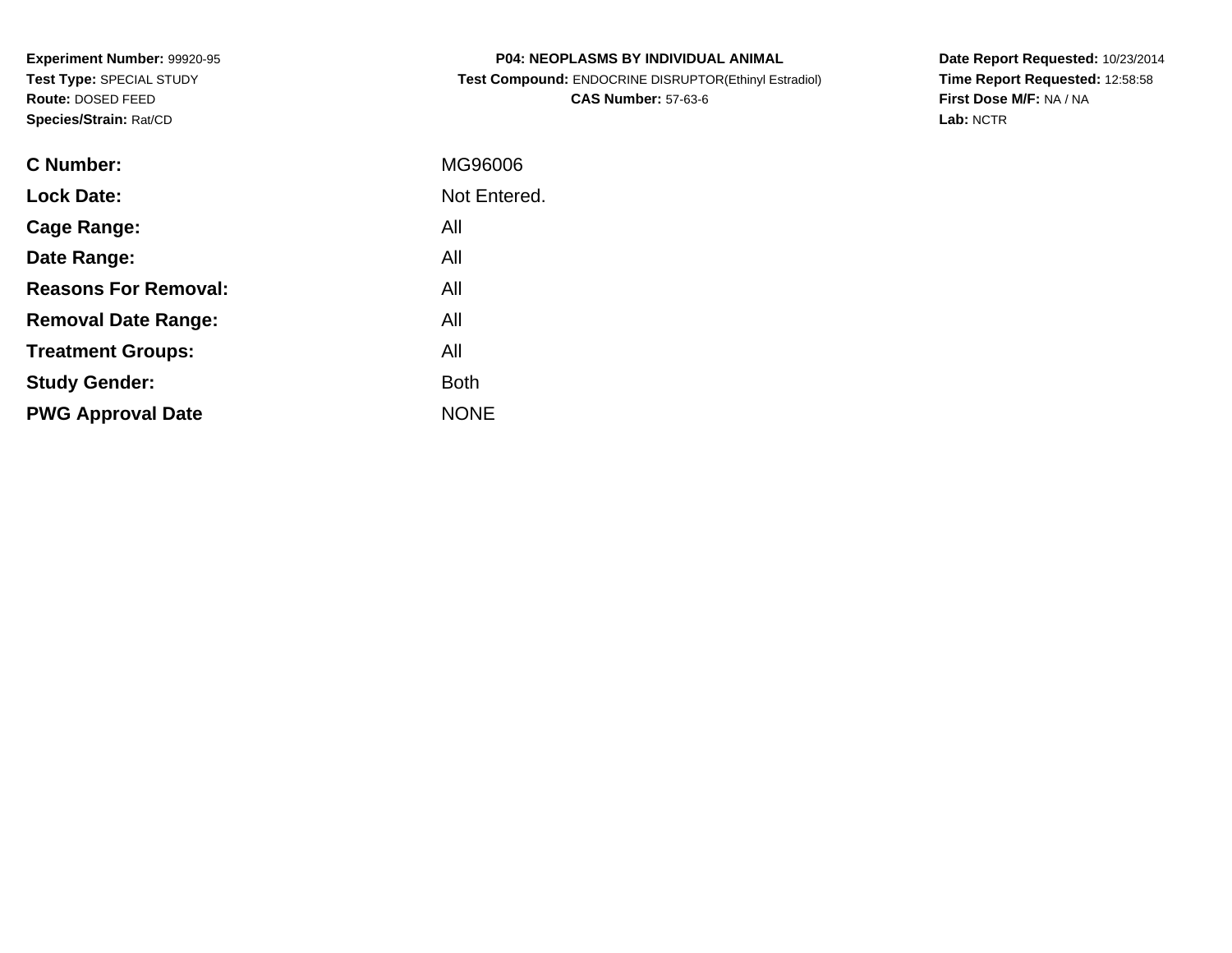**Experiment Number:** 99920-95
**Test Type:** SPECIAL STUDY
**Route:** DOSED FEED
**Species/Strain:** Rat/CD

**P04: NEOPLASMS BY INDIVIDUAL ANIMAL**
**Test Compound:** ENDOCRINE DISRUPTOR(Ethinyl Estradiol)
**CAS Number:** 57-63-6

**Date Report Requested:** 10/23/2014
**Time Report Requested:** 12:58:58
**First Dose M/F:** NA / NA
**Lab:** NCTR

| | |
|---|---|
| **C Number:** | MG96006 |
| **Lock Date:** | Not Entered. |
| **Cage Range:** | All |
| **Date Range:** | All |
| **Reasons For Removal:** | All |
| **Removal Date Range:** | All |
| **Treatment Groups:** | All |
| **Study Gender:** | Both |
| **PWG Approval Date** | NONE |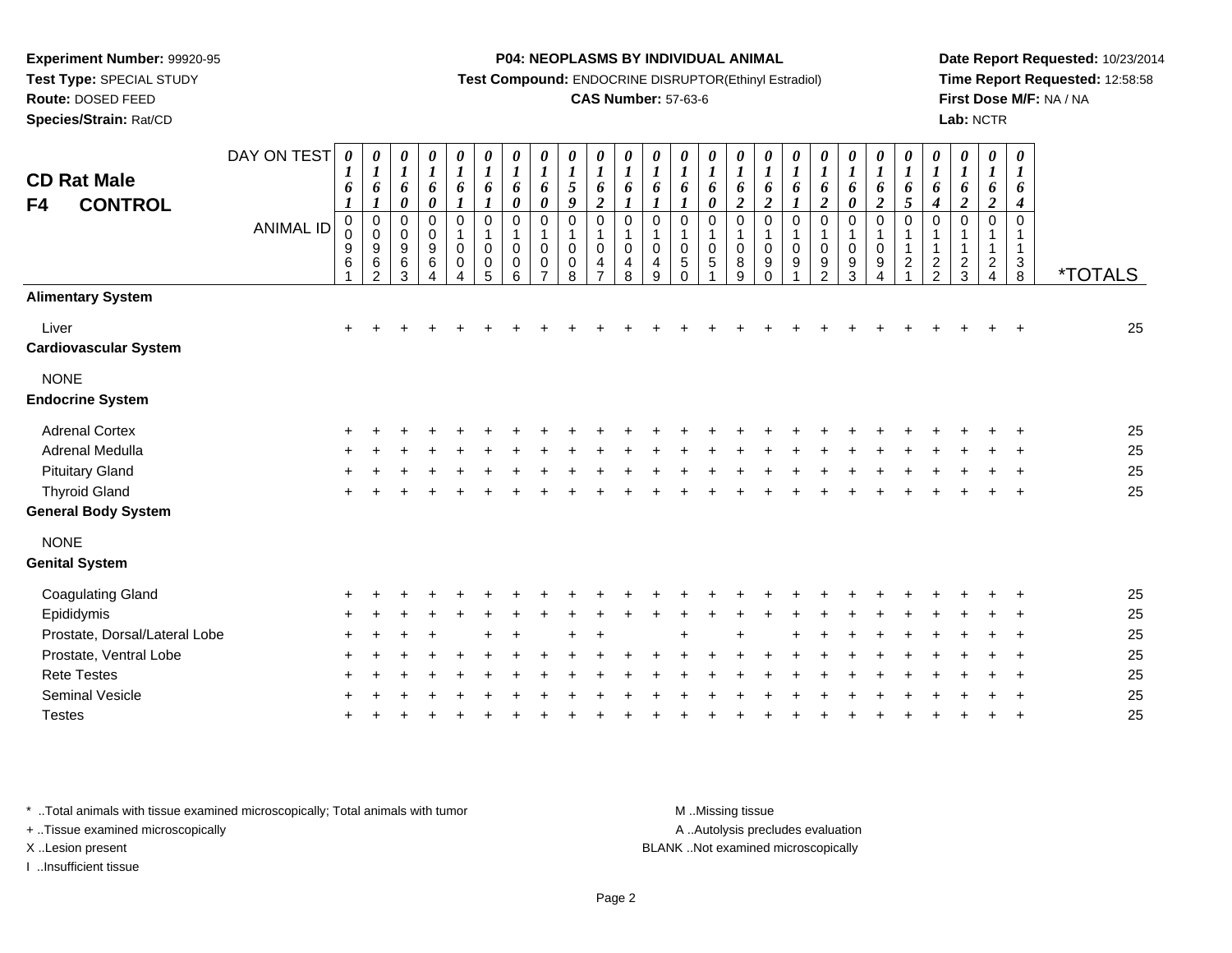**Experiment Number:** 99920-95
**Test Type:** SPECIAL STUDY
**Route:** DOSED FEED
**Species/Strain:** Rat/CD

**P04: NEOPLASMS BY INDIVIDUAL ANIMAL**
**Test Compound:** ENDOCRINE DISRUPTOR(Ethinyl Estradiol)
**CAS Number:** 57-63-6

**Date Report Requested:** 10/23/2014
**Time Report Requested:** 12:58:58
**First Dose M/F:** NA / NA
**Lab:** NCTR

## CD Rat Male
## F4 CONTROL

| DAY ON TEST | 0161 | 0161 | 0160 | 0160 | 0161 | 0161 | 0160 | 0160 | 0159 | 0162 | 0161 | 0161 | 0161 | 0160 | 0162 | 0162 | 0161 | 0162 | 0160 | 0162 | 0165 | 0164 | 0162 | 0162 | 0164 | |
|---|---|---|---|---|---|---|---|---|---|---|---|---|---|---|---|---|---|---|---|---|---|---|---|---|---|---|
| **ANIMAL ID** | 00961 | 00962 | 00963 | 00964 | 01004 | 01005 | 01006 | 01007 | 01008 | 01047 | 01048 | 01049 | 01050 | 01051 | 01089 | 01090 | 01091 | 01092 | 01093 | 01094 | 01121 | 01122 | 01123 | 01124 | 01138 | ***TOTALS** |
| **Alimentary System** | | | | | | | | | | | | | | | | | | | | | | | | | | |
| Liver | + | + | + | + | + | + | + | + | + | + | + | + | + | + | + | + | + | + | + | + | + | + | + | + | + | 25 |
| **Cardiovascular System** | | | | | | | | | | | | | | | | | | | | | | | | | | |
| NONE | | | | | | | | | | | | | | | | | | | | | | | | | | |
| **Endocrine System** | | | | | | | | | | | | | | | | | | | | | | | | | | |
| Adrenal Cortex | + | + | + | + | + | + | + | + | + | + | + | + | + | + | + | + | + | + | + | + | + | + | + | + | + | 25 |
| Adrenal Medulla | + | + | + | + | + | + | + | + | + | + | + | + | + | + | + | + | + | + | + | + | + | + | + | + | + | 25 |
| Pituitary Gland | + | + | + | + | + | + | + | + | + | + | + | + | + | + | + | + | + | + | + | + | + | + | + | + | + | 25 |
| Thyroid Gland | + | + | + | + | + | + | + | + | + | + | + | + | + | + | + | + | + | + | + | + | + | + | + | + | + | 25 |
| **General Body System** | | | | | | | | | | | | | | | | | | | | | | | | | | |
| NONE | | | | | | | | | | | | | | | | | | | | | | | | | | |
| **Genital System** | | | | | | | | | | | | | | | | | | | | | | | | | | |
| Coagulating Gland | + | + | + | + | + | + | + | + | + | + | + | + | + | + | + | + | + | + | + | + | + | + | + | + | + | 25 |
| Epididymis | + | + | + | + | + | + | + | + | + | + | + | + | + | + | + | + | + | + | + | + | + | + | + | + | + | 25 |
| Prostate, Dorsal/Lateral Lobe | + | + | + | + | | + | + | | + | + | | | + | | + | | + | + | + | + | + | + | + | + | + | 25 |
| Prostate, Ventral Lobe | + | + | + | + | + | + | + | + | + | + | + | + | + | + | + | + | + | + | + | + | + | + | + | + | + | 25 |
| Rete Testes | + | + | + | + | + | + | + | + | + | + | + | + | + | + | + | + | + | + | + | + | + | + | + | + | + | 25 |
| Seminal Vesicle | + | + | + | + | + | + | + | + | + | + | + | + | + | + | + | + | + | + | + | + | + | + | + | + | + | 25 |
| Testes | + | + | + | + | + | + | + | + | + | + | + | + | + | + | + | + | + | + | + | + | + | + | + | + | + | 25 |

* ..Total animals with tissue examined microscopically; Total animals with tumor
+ ..Tissue examined microscopically
X ..Lesion present
I ..Insufficient tissue

M ..Missing tissue
A ..Autolysis precludes evaluation
BLANK ..Not examined microscopically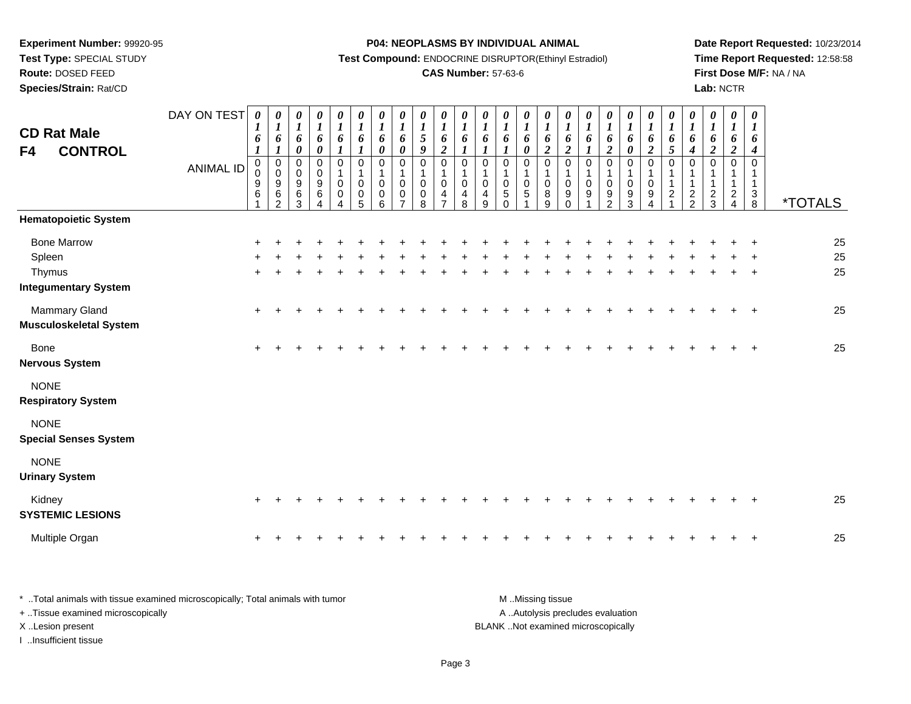**Experiment Number:** 99920-95
**Test Type:** SPECIAL STUDY
**Route:** DOSED FEED
**Species/Strain:** Rat/CD

**P04: NEOPLASMS BY INDIVIDUAL ANIMAL**
**Test Compound:** ENDOCRINE DISRUPTOR(Ethinyl Estradiol)
**CAS Number:** 57-63-6

**Date Report Requested:** 10/23/2014
**Time Report Requested:** 12:58:58
**First Dose M/F:** NA / NA
**Lab:** NCTR

## CD Rat Male
## F4 CONTROL

| DAY ON TEST | 0161 | 0161 | 0160 | 0160 | 0161 | 0161 | 0160 | 0160 | 0159 | 0162 | 0161 | 0161 | 0161 | 0160 | 0162 | 0162 | 0161 | 0162 | 0160 | 0162 | 0165 | 0164 | 0162 | 0162 | 0164 | |
|---|---|---|---|---|---|---|---|---|---|---|---|---|---|---|---|---|---|---|---|---|---|---|---|---|---|---|
| **ANIMAL ID** | 00961 | 00962 | 00963 | 00964 | 01004 | 01005 | 01006 | 01007 | 01008 | 01047 | 01048 | 01049 | 01050 | 01051 | 01089 | 01090 | 01091 | 01092 | 01093 | 01094 | 01121 | 01122 | 01123 | 01124 | 01138 | ***TOTALS** |
| **Hematopoietic System** | | | | | | | | | | | | | | | | | | | | | | | | | | |
| Bone Marrow | + | + | + | + | + | + | + | + | + | + | + | + | + | + | + | + | + | + | + | + | + | + | + | + | + | 25 |
| Spleen | + | + | + | + | + | + | + | + | + | + | + | + | + | + | + | + | + | + | + | + | + | + | + | + | + | 25 |
| Thymus | + | + | + | + | + | + | + | + | + | + | + | + | + | + | + | + | + | + | + | + | + | + | + | + | + | 25 |
| **Integumentary System** | | | | | | | | | | | | | | | | | | | | | | | | | | |
| Mammary Gland | + | + | + | + | + | + | + | + | + | + | + | + | + | + | + | + | + | + | + | + | + | + | + | + | + | 25 |
| **Musculoskeletal System** | | | | | | | | | | | | | | | | | | | | | | | | | | |
| Bone | + | + | + | + | + | + | + | + | + | + | + | + | + | + | + | + | + | + | + | + | + | + | + | + | + | 25 |
| **Nervous System** | | | | | | | | | | | | | | | | | | | | | | | | | | |
| NONE | | | | | | | | | | | | | | | | | | | | | | | | | | |
| **Respiratory System** | | | | | | | | | | | | | | | | | | | | | | | | | | |
| NONE | | | | | | | | | | | | | | | | | | | | | | | | | | |
| **Special Senses System** | | | | | | | | | | | | | | | | | | | | | | | | | | |
| NONE | | | | | | | | | | | | | | | | | | | | | | | | | | |
| **Urinary System** | | | | | | | | | | | | | | | | | | | | | | | | | | |
| Kidney | + | + | + | + | + | + | + | + | + | + | + | + | + | + | + | + | + | + | + | + | + | + | + | + | + | 25 |
| **SYSTEMIC LESIONS** | | | | | | | | | | | | | | | | | | | | | | | | | | |
| Multiple Organ | + | + | + | + | + | + | + | + | + | + | + | + | + | + | + | + | + | + | + | + | + | + | + | + | + | 25 |

\* ..Total animals with tissue examined microscopically; Total animals with tumor
\+ ..Tissue examined microscopically
X ..Lesion present
I ..Insufficient tissue

M ..Missing tissue
A ..Autolysis precludes evaluation
BLANK ..Not examined microscopically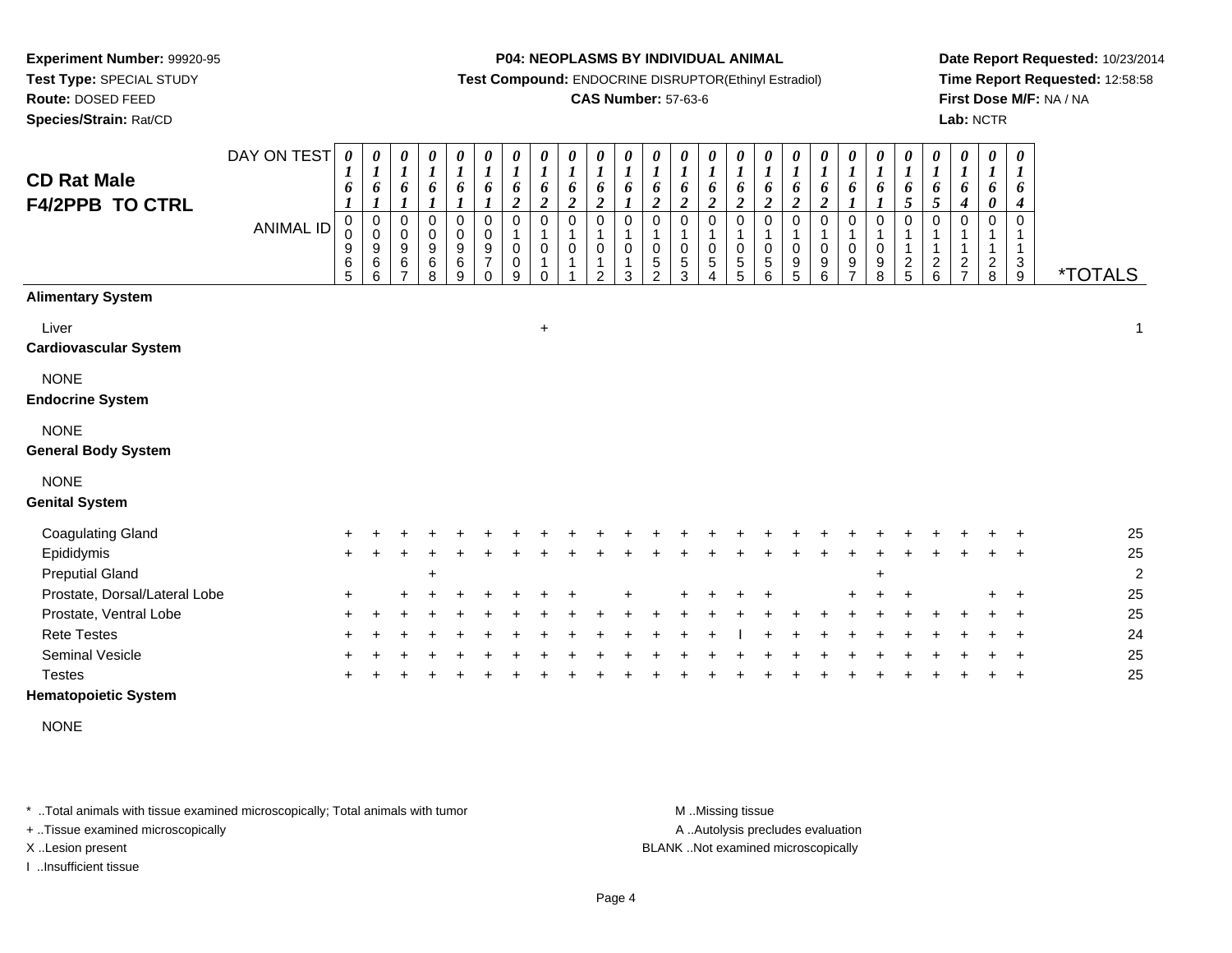**Experiment Number:** 99920-95
**Test Type:** SPECIAL STUDY
**Route:** DOSED FEED
**Species/Strain:** Rat/CD

**P04: NEOPLASMS BY INDIVIDUAL ANIMAL**
**Test Compound:** ENDOCRINE DISRUPTOR(Ethinyl Estradiol)
**CAS Number:** 57-63-6

**Date Report Requested:** 10/23/2014
**Time Report Requested:** 12:58:58
**First Dose M/F:** NA / NA
**Lab:** NCTR

## CD Rat Male F4/2PPB TO CTRL

| DAY ON TEST | 0161 | 0161 | 0161 | 0161 | 0161 | 0161 | 0162 | 0162 | 0162 | 0162 | 0161 | 0162 | 0162 | 0162 | 0162 | 0162 | 0162 | 0162 | 0161 | 0161 | 0165 | 0165 | 0164 | 0160 | 0164 | |
|---|---|---|---|---|---|---|---|---|---|---|---|---|---|---|---|---|---|---|---|---|---|---|---|---|---|---|
| **ANIMAL ID** | 00965 | 00966 | 00967 | 00968 | 00969 | 00970 | 01009 | 01010 | 01011 | 01012 | 01013 | 01052 | 01053 | 01054 | 01055 | 01056 | 01095 | 01096 | 01097 | 01098 | 01125 | 01126 | 01127 | 01128 | 01139 | ***TOTALS** |
| **Alimentary System** | | | | | | | | | | | | | | | | | | | | | | | | | | |
| Liver | | | | | | | | + | | | | | | | | | | | | | | | | | | 1 |
| **Cardiovascular System** | | | | | | | | | | | | | | | | | | | | | | | | | | |
| NONE | | | | | | | | | | | | | | | | | | | | | | | | | | |
| **Endocrine System** | | | | | | | | | | | | | | | | | | | | | | | | | | |
| NONE | | | | | | | | | | | | | | | | | | | | | | | | | | |
| **General Body System** | | | | | | | | | | | | | | | | | | | | | | | | | | |
| NONE | | | | | | | | | | | | | | | | | | | | | | | | | | |
| **Genital System** | | | | | | | | | | | | | | | | | | | | | | | | | | |
| Coagulating Gland | + | + | + | + | + | + | + | + | + | + | + | + | + | + | + | + | + | + | + | + | + | + | + | + | + | 25 |
| Epididymis | + | + | + | + | + | + | + | + | + | + | + | + | + | + | + | + | + | + | + | + | + | + | + | + | + | 25 |
| Preputial Gland | | | | + | | | | | | | | | | | | | | | | + | | | | | | 2 |
| Prostate, Dorsal/Lateral Lobe | + | | + | + | + | + | + | + | + | | + | | + | + | + | + | | | + | + | + | | | + | + | 25 |
| Prostate, Ventral Lobe | + | + | + | + | + | + | + | + | + | + | + | + | + | + | + | + | + | + | + | + | + | + | + | + | + | 25 |
| Rete Testes | + | + | + | + | + | + | + | + | + | + | + | + | + | + | I | + | + | + | + | + | + | + | + | + | + | 24 |
| Seminal Vesicle | + | + | + | + | + | + | + | + | + | + | + | + | + | + | + | + | + | + | + | + | + | + | + | + | + | 25 |
| Testes | + | + | + | + | + | + | + | + | + | + | + | + | + | + | + | + | + | + | + | + | + | + | + | + | + | 25 |
| **Hematopoietic System** | | | | | | | | | | | | | | | | | | | | | | | | | | |
| NONE | | | | | | | | | | | | | | | | | | | | | | | | | | |

\* ..Total animals with tissue examined microscopically; Total animals with tumor
\+ ..Tissue examined microscopically
X ..Lesion present
I ..Insufficient tissue

M ..Missing tissue
A ..Autolysis precludes evaluation
BLANK ..Not examined microscopically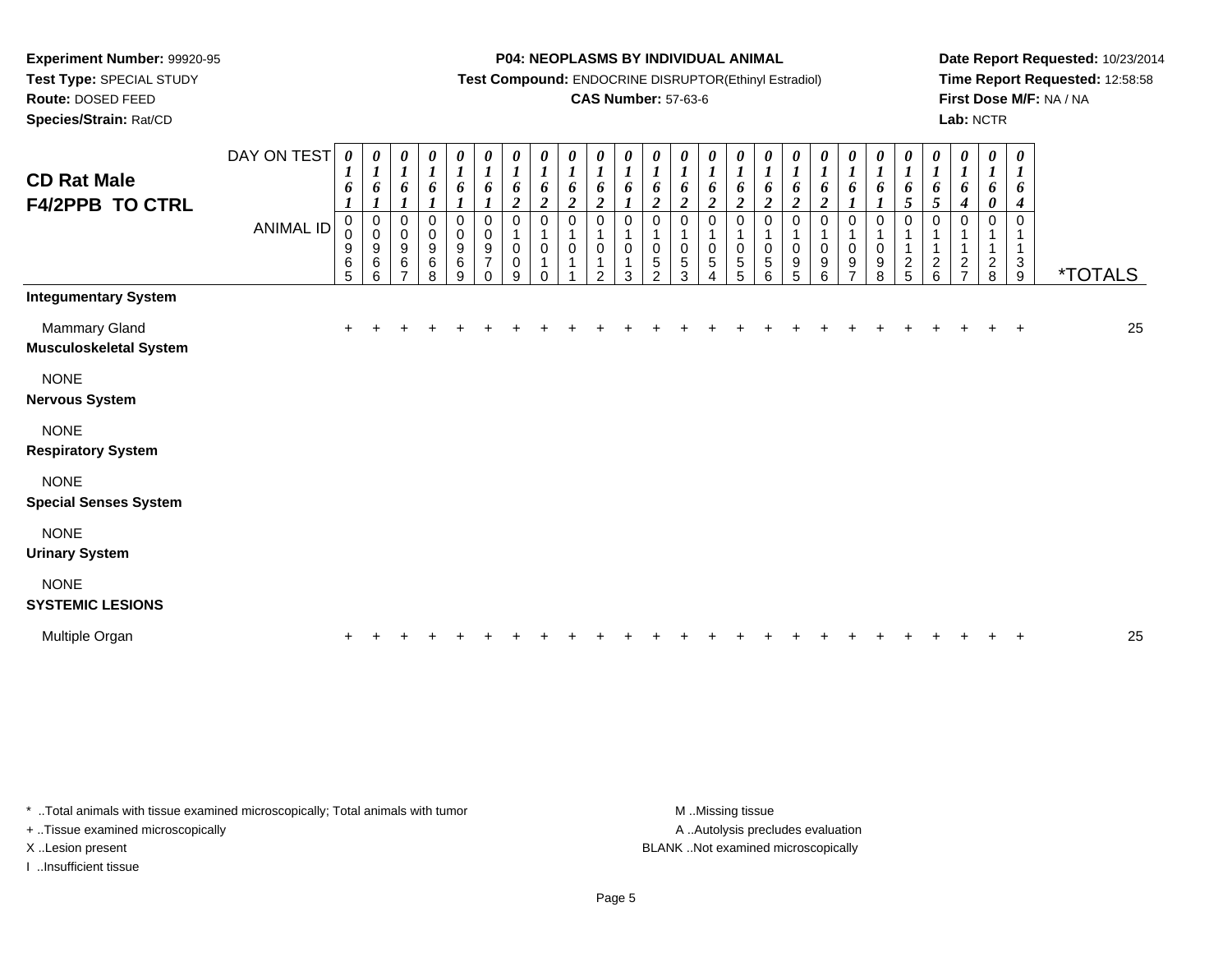**Experiment Number:** 99920-95
**Test Type:** SPECIAL STUDY
**Route:** DOSED FEED
**Species/Strain:** Rat/CD

**P04: NEOPLASMS BY INDIVIDUAL ANIMAL**
**Test Compound:** ENDOCRINE DISRUPTOR(Ethinyl Estradiol)
**CAS Number:** 57-63-6

**Date Report Requested:** 10/23/2014
**Time Report Requested:** 12:58:58
**First Dose M/F:** NA / NA
**Lab:** NCTR

## CD Rat Male F4/2PPB TO CTRL

| DAY ON TEST | 0161 | 0161 | 0161 | 0161 | 0161 | 0161 | 0162 | 0162 | 0162 | 0162 | 0161 | 0162 | 0162 | 0162 | 0162 | 0162 | 0162 | 0162 | 0161 | 0161 | 0165 | 0165 | 0164 | 0160 | 0164 | |
|---|---|---|---|---|---|---|---|---|---|---|---|---|---|---|---|---|---|---|---|---|---|---|---|---|---|---|
| **ANIMAL ID** | 00965 | 00966 | 00967 | 00968 | 00969 | 00970 | 01009 | 01010 | 01011 | 01012 | 01013 | 01052 | 01053 | 01054 | 01055 | 01056 | 01095 | 01096 | 01097 | 01098 | 01125 | 01126 | 01127 | 01128 | 01139 | ***TOTALS** |
| **Integumentary System** | | | | | | | | | | | | | | | | | | | | | | | | | | |
| Mammary Gland | + | + | + | + | + | + | + | + | + | + | + | + | + | + | + | + | + | + | + | + | + | + | + | + | + | 25 |
| **Musculoskeletal System** | | | | | | | | | | | | | | | | | | | | | | | | | | |
| NONE | | | | | | | | | | | | | | | | | | | | | | | | | | |
| **Nervous System** | | | | | | | | | | | | | | | | | | | | | | | | | | |
| NONE | | | | | | | | | | | | | | | | | | | | | | | | | | |
| **Respiratory System** | | | | | | | | | | | | | | | | | | | | | | | | | | |
| NONE | | | | | | | | | | | | | | | | | | | | | | | | | | |
| **Special Senses System** | | | | | | | | | | | | | | | | | | | | | | | | | | |
| NONE | | | | | | | | | | | | | | | | | | | | | | | | | | |
| **Urinary System** | | | | | | | | | | | | | | | | | | | | | | | | | | |
| NONE | | | | | | | | | | | | | | | | | | | | | | | | | | |
| **SYSTEMIC LESIONS** | | | | | | | | | | | | | | | | | | | | | | | | | | |
| Multiple Organ | + | + | + | + | + | + | + | + | + | + | + | + | + | + | + | + | + | + | + | + | + | + | + | + | + | 25 |

* ..Total animals with tissue examined microscopically; Total animals with tumor
+ ..Tissue examined microscopically
X ..Lesion present
I ..Insufficient tissue

M ..Missing tissue
A ..Autolysis precludes evaluation
BLANK ..Not examined microscopically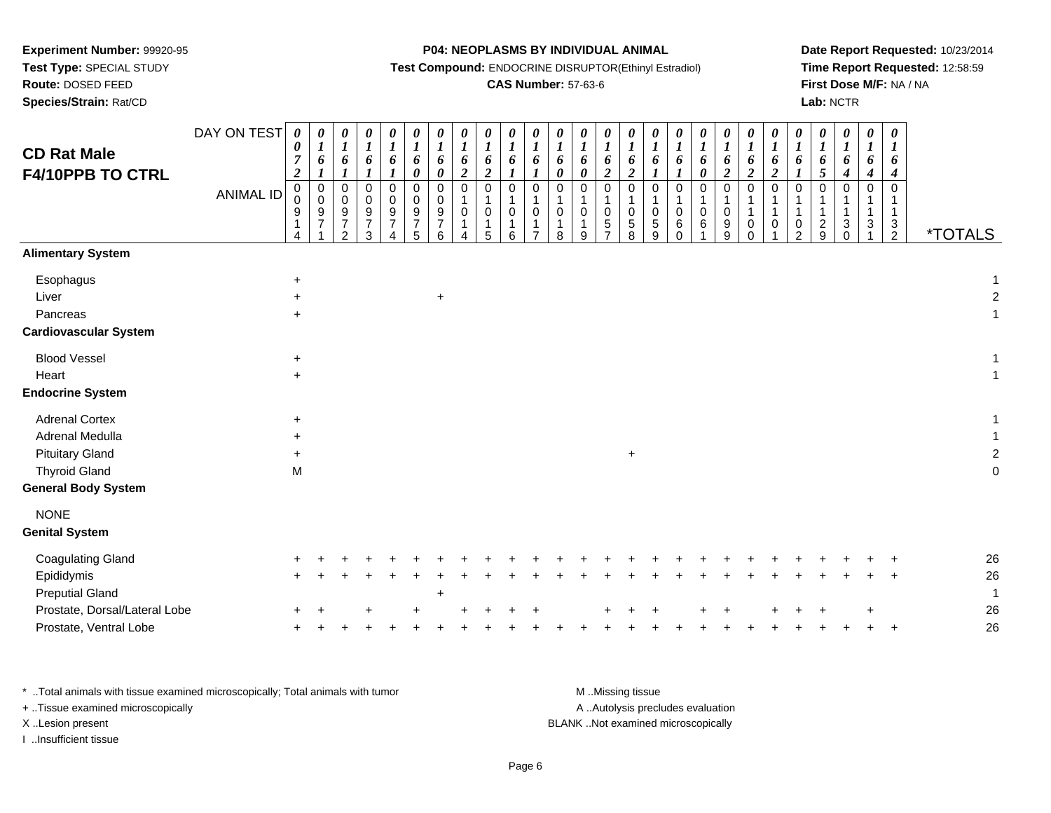**Experiment Number:** 99920-95
**Test Type:** SPECIAL STUDY
**Route:** DOSED FEED
**Species/Strain:** Rat/CD

**P04: NEOPLASMS BY INDIVIDUAL ANIMAL**
**Test Compound:** ENDOCRINE DISRUPTOR(Ethinyl Estradiol)
**CAS Number:** 57-63-6

**Date Report Requested:** 10/23/2014
**Time Report Requested:** 12:58:59
**First Dose M/F:** NA / NA
**Lab:** NCTR

## CD Rat Male F4/10PPB TO CTRL

| DAY ON TEST | 0072 | 0161 | 0161 | 0161 | 0161 | 0160 | 0160 | 0162 | 0162 | 0161 | 0161 | 0160 | 0160 | 0162 | 0162 | 0161 | 0161 | 0160 | 0162 | 0162 | 0162 | 0161 | 0165 | 0164 | 0164 | 0164 | |
|---|---|---|---|---|---|---|---|---|---|---|---|---|---|---|---|---|---|---|---|---|---|---|---|---|---|---|---|
| **ANIMAL ID** | 00914 | 00971 | 00972 | 00973 | 00974 | 00975 | 00976 | 01014 | 01015 | 01016 | 01017 | 01018 | 01019 | 01057 | 01058 | 01059 | 01060 | 01061 | 01099 | 01100 | 01101 | 01102 | 01129 | 01130 | 01131 | 01132 | ***TOTALS** |
| **Alimentary System** | | | | | | | | | | | | | | | | | | | | | | | | | | | |
| Esophagus | + | | | | | | | | | | | | | | | | | | | | | | | | | | 1 |
| Liver | + | | | | | | + | | | | | | | | | | | | | | | | | | | | 2 |
| Pancreas | + | | | | | | | | | | | | | | | | | | | | | | | | | | 1 |
| **Cardiovascular System** | | | | | | | | | | | | | | | | | | | | | | | | | | | |
| Blood Vessel | + | | | | | | | | | | | | | | | | | | | | | | | | | | 1 |
| Heart | + | | | | | | | | | | | | | | | | | | | | | | | | | | 1 |
| **Endocrine System** | | | | | | | | | | | | | | | | | | | | | | | | | | | |
| Adrenal Cortex | + | | | | | | | | | | | | | | | | | | | | | | | | | | 1 |
| Adrenal Medulla | + | | | | | | | | | | | | | | | | | | | | | | | | | | 1 |
| Pituitary Gland | + | | | | | | | | | | | | | | + | | | | | | | | | | | | 2 |
| Thyroid Gland | M | | | | | | | | | | | | | | | | | | | | | | | | | | 0 |
| **General Body System** | | | | | | | | | | | | | | | | | | | | | | | | | | | |
| NONE | | | | | | | | | | | | | | | | | | | | | | | | | | | |
| **Genital System** | | | | | | | | | | | | | | | | | | | | | | | | | | | |
| Coagulating Gland | + | + | + | + | + | + | + | + | + | + | + | + | + | + | + | + | + | + | + | + | + | + | + | + | + | + | 26 |
| Epididymis | + | + | + | + | + | + | + | + | + | + | + | + | + | + | + | + | + | + | + | + | + | + | + | + | + | + | 26 |
| Preputial Gland | | | | | | | + | | | | | | | | | | | | | | | | | | | | 1 |
| Prostate, Dorsal/Lateral Lobe | + | + | | + | | + | | + | + | + | + | | | + | + | + | | + | + | | + | + | + | | + | | 26 |
| Prostate, Ventral Lobe | + | + | + | + | + | + | + | + | + | + | + | + | + | + | + | + | + | + | + | + | + | + | + | + | + | + | 26 |

\* ..Total animals with tissue examined microscopically; Total animals with tumor
\+ ..Tissue examined microscopically
X ..Lesion present
I ..Insufficient tissue

M ..Missing tissue
A ..Autolysis precludes evaluation
BLANK ..Not examined microscopically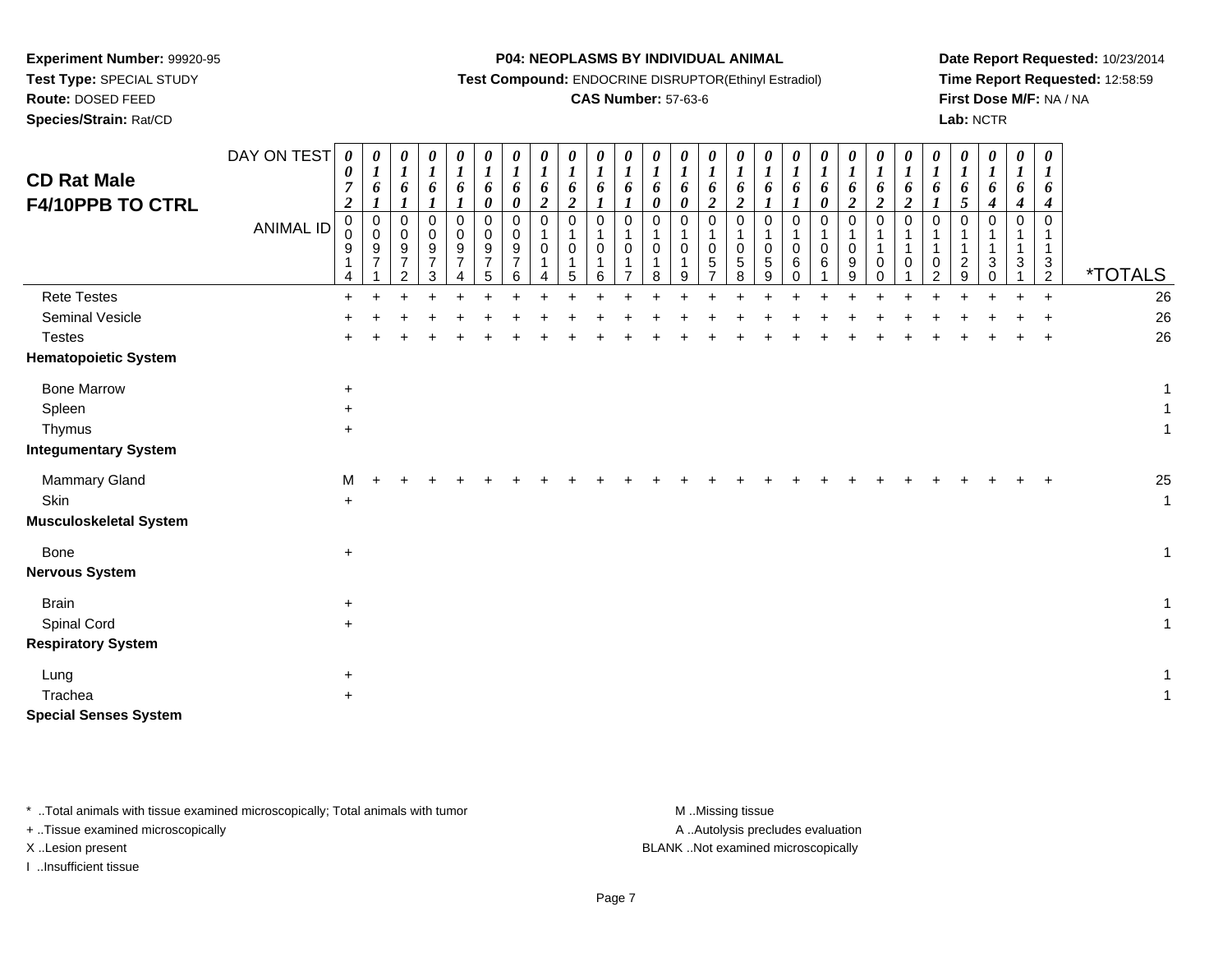**Experiment Number:** 99920-95
**Test Type:** SPECIAL STUDY
**Route:** DOSED FEED
**Species/Strain:** Rat/CD

**P04: NEOPLASMS BY INDIVIDUAL ANIMAL**
**Test Compound:** ENDOCRINE DISRUPTOR(Ethinyl Estradiol)
**CAS Number:** 57-63-6

**Date Report Requested:** 10/23/2014
**Time Report Requested:** 12:58:59
**First Dose M/F:** NA / NA
**Lab:** NCTR

## CD Rat Male F4/10PPB TO CTRL

| DAY ON TEST | 0072 | 0161 | 0161 | 0161 | 0161 | 0160 | 0160 | 0162 | 0162 | 0161 | 0161 | 0160 | 0160 | 0162 | 0162 | 0161 | 0161 | 0160 | 0162 | 0162 | 0162 | 0161 | 0165 | 0164 | 0164 | 0164 | |
|---|---|---|---|---|---|---|---|---|---|---|---|---|---|---|---|---|---|---|---|---|---|---|---|---|---|---|---|
| **ANIMAL ID** | 00914 | 00971 | 00972 | 00973 | 00974 | 00975 | 00976 | 01014 | 01015 | 01016 | 01017 | 01018 | 01019 | 01057 | 01058 | 01059 | 01060 | 01061 | 01099 | 01100 | 01101 | 01102 | 01129 | 01130 | 01131 | 01132 | ***TOTALS** |
| Rete Testes | + | + | + | + | + | + | + | + | + | + | + | + | + | + | + | + | + | + | + | + | + | + | + | + | + | + | 26 |
| Seminal Vesicle | + | + | + | + | + | + | + | + | + | + | + | + | + | + | + | + | + | + | + | + | + | + | + | + | + | + | 26 |
| Testes | + | + | + | + | + | + | + | + | + | + | + | + | + | + | + | + | + | + | + | + | + | + | + | + | + | + | 26 |
| **Hematopoietic System** | | | | | | | | | | | | | | | | | | | | | | | | | | | |
| Bone Marrow | + | | | | | | | | | | | | | | | | | | | | | | | | | | 1 |
| Spleen | + | | | | | | | | | | | | | | | | | | | | | | | | | | 1 |
| Thymus | + | | | | | | | | | | | | | | | | | | | | | | | | | | 1 |
| **Integumentary System** | | | | | | | | | | | | | | | | | | | | | | | | | | | |
| Mammary Gland | M | + | + | + | + | + | + | + | + | + | + | + | + | + | + | + | + | + | + | + | + | + | + | + | + | + | 25 |
| Skin | + | | | | | | | | | | | | | | | | | | | | | | | | | | 1 |
| **Musculoskeletal System** | | | | | | | | | | | | | | | | | | | | | | | | | | | |
| Bone | + | | | | | | | | | | | | | | | | | | | | | | | | | | 1 |
| **Nervous System** | | | | | | | | | | | | | | | | | | | | | | | | | | | |
| Brain | + | | | | | | | | | | | | | | | | | | | | | | | | | | 1 |
| Spinal Cord | + | | | | | | | | | | | | | | | | | | | | | | | | | | 1 |
| **Respiratory System** | | | | | | | | | | | | | | | | | | | | | | | | | | | |
| Lung | + | | | | | | | | | | | | | | | | | | | | | | | | | | 1 |
| Trachea | + | | | | | | | | | | | | | | | | | | | | | | | | | | 1 |
| **Special Senses System** | | | | | | | | | | | | | | | | | | | | | | | | | | | |

\* ..Total animals with tissue examined microscopically; Total animals with tumor
\+ ..Tissue examined microscopically
X ..Lesion present
I ..Insufficient tissue

M ..Missing tissue
A ..Autolysis precludes evaluation
BLANK ..Not examined microscopically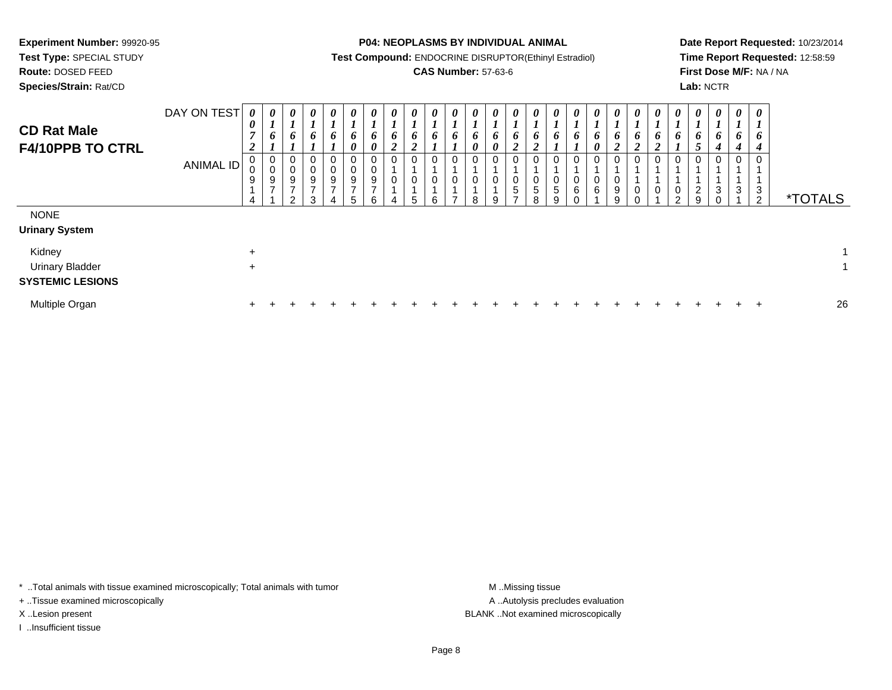**Experiment Number:** 99920-95
**Test Type:** SPECIAL STUDY
**Route:** DOSED FEED
**Species/Strain:** Rat/CD

**P04: NEOPLASMS BY INDIVIDUAL ANIMAL**
**Test Compound:** ENDOCRINE DISRUPTOR(Ethinyl Estradiol)
**CAS Number:** 57-63-6

**Date Report Requested:** 10/23/2014
**Time Report Requested:** 12:58:59
**First Dose M/F:** NA / NA
**Lab:** NCTR

## CD Rat Male F4/10PPB TO CTRL

| DAY ON TEST | 0072 | 0161 | 0161 | 0161 | 0161 | 0160 | 0160 | 0162 | 0162 | 0161 | 0161 | 0160 | 0160 | 0162 | 0162 | 0161 | 0161 | 0160 | 0162 | 0162 | 0162 | 0161 | 0165 | 0164 | 0164 | 0164 | |
|---|---|---|---|---|---|---|---|---|---|---|---|---|---|---|---|---|---|---|---|---|---|---|---|---|---|---|---|
| **ANIMAL ID** | 00914 | 00971 | 00972 | 00973 | 00974 | 00975 | 00976 | 01014 | 01015 | 01016 | 01017 | 01018 | 01019 | 01057 | 01058 | 01059 | 01060 | 01061 | 01099 | 01100 | 01101 | 01102 | 01129 | 01130 | 01131 | 01132 | ***TOTALS** |
| NONE | | | | | | | | | | | | | | | | | | | | | | | | | | | |
| **Urinary System** | | | | | | | | | | | | | | | | | | | | | | | | | | | |
| Kidney | + | | | | | | | | | | | | | | | | | | | | | | | | | | 1 |
| Urinary Bladder | + | | | | | | | | | | | | | | | | | | | | | | | | | | 1 |
| **SYSTEMIC LESIONS** | | | | | | | | | | | | | | | | | | | | | | | | | | | |
| Multiple Organ | + | + | + | + | + | + | + | + | + | + | + | + | + | + | + | + | + | + | + | + | + | + | + | + | + | + | 26 |

\* ..Total animals with tissue examined microscopically; Total animals with tumor
+ ..Tissue examined microscopically
X ..Lesion present
I ..Insufficient tissue

M ..Missing tissue
A ..Autolysis precludes evaluation
BLANK ..Not examined microscopically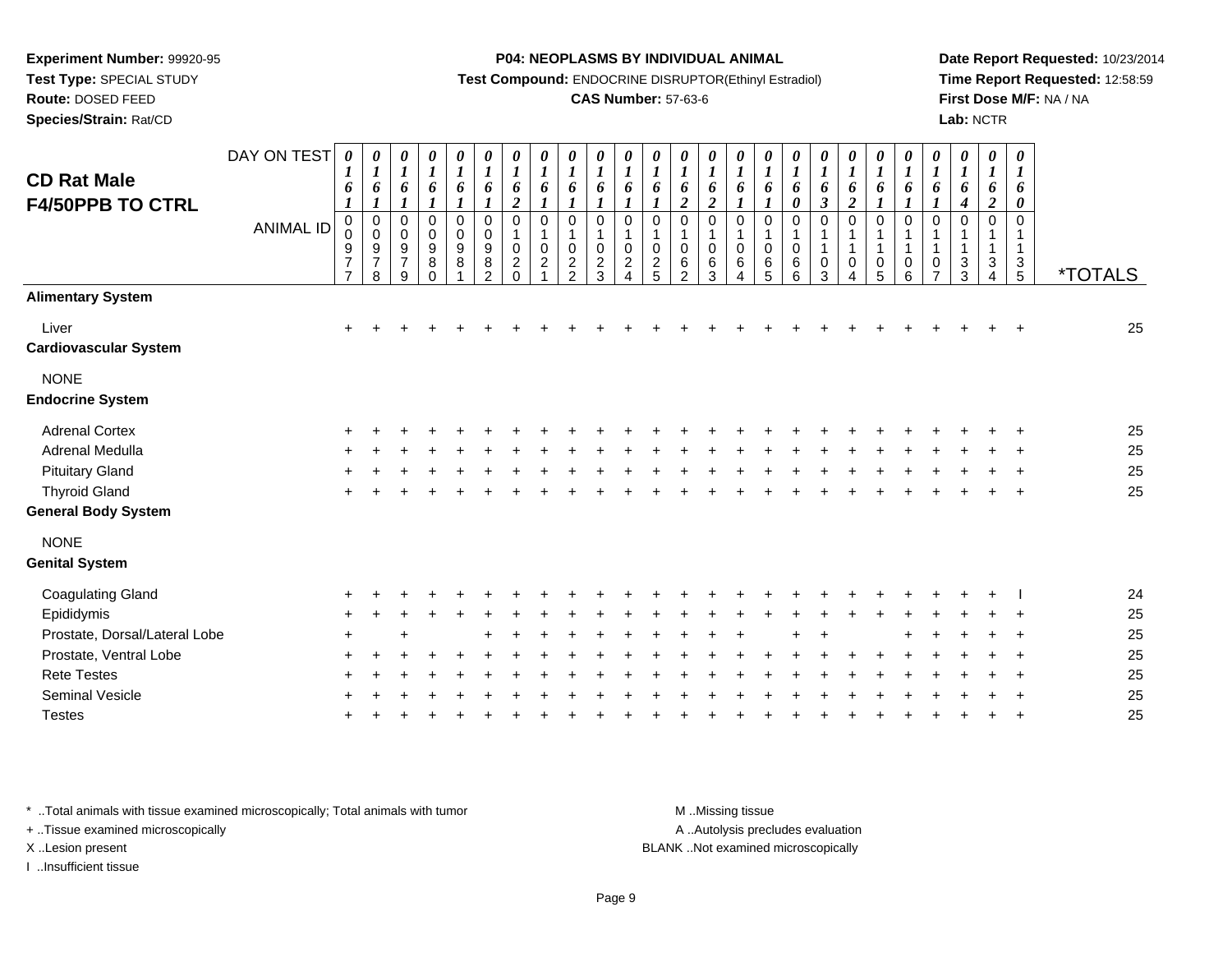**Experiment Number:** 99920-95
**Test Type:** SPECIAL STUDY
**Route:** DOSED FEED
**Species/Strain:** Rat/CD

**P04: NEOPLASMS BY INDIVIDUAL ANIMAL**
**Test Compound:** ENDOCRINE DISRUPTOR(Ethinyl Estradiol)
**CAS Number:** 57-63-6

**Date Report Requested:** 10/23/2014
**Time Report Requested:** 12:58:59
**First Dose M/F:** NA / NA
**Lab:** NCTR

## CD Rat Male F4/50PPB TO CTRL

| DAY ON TEST | 0161 | 0161 | 0161 | 0161 | 0161 | 0161 | 0162 | 0161 | 0161 | 0161 | 0161 | 0161 | 0162 | 0162 | 0161 | 0161 | 0160 | 0163 | 0162 | 0161 | 0161 | 0161 | 0164 | 0162 | 0160 | |
|---|---|---|---|---|---|---|---|---|---|---|---|---|---|---|---|---|---|---|---|---|---|---|---|---|---|---|
| **ANIMAL ID** | 00977 | 00978 | 00979 | 00980 | 00981 | 00982 | 01020 | 01021 | 01022 | 01023 | 01024 | 01025 | 01062 | 01063 | 01064 | 01065 | 01066 | 01103 | 01104 | 01105 | 01106 | 01107 | 01133 | 01134 | 01135 | ***TOTALS** |
| **Alimentary System** | | | | | | | | | | | | | | | | | | | | | | | | | | |
| Liver | + | + | + | + | + | + | + | + | + | + | + | + | + | + | + | + | + | + | + | + | + | + | + | + | + | 25 |
| **Cardiovascular System** | | | | | | | | | | | | | | | | | | | | | | | | | | |
| NONE | | | | | | | | | | | | | | | | | | | | | | | | | | |
| **Endocrine System** | | | | | | | | | | | | | | | | | | | | | | | | | | |
| Adrenal Cortex | + | + | + | + | + | + | + | + | + | + | + | + | + | + | + | + | + | + | + | + | + | + | + | + | + | 25 |
| Adrenal Medulla | + | + | + | + | + | + | + | + | + | + | + | + | + | + | + | + | + | + | + | + | + | + | + | + | + | 25 |
| Pituitary Gland | + | + | + | + | + | + | + | + | + | + | + | + | + | + | + | + | + | + | + | + | + | + | + | + | + | 25 |
| Thyroid Gland | + | + | + | + | + | + | + | + | + | + | + | + | + | + | + | + | + | + | + | + | + | + | + | + | + | 25 |
| **General Body System** | | | | | | | | | | | | | | | | | | | | | | | | | | |
| NONE | | | | | | | | | | | | | | | | | | | | | | | | | | |
| **Genital System** | | | | | | | | | | | | | | | | | | | | | | | | | | |
| Coagulating Gland | + | + | + | + | + | + | + | + | + | + | + | + | + | + | + | + | + | + | + | + | + | + | + | + | I | 24 |
| Epididymis | + | + | + | + | + | + | + | + | + | + | + | + | + | + | + | + | + | + | + | + | + | + | + | + | + | 25 |
| Prostate, Dorsal/Lateral Lobe | + | | + | | | + | + | + | + | + | + | + | + | + | + | | + | + | | | + | + | + | + | + | 25 |
| Prostate, Ventral Lobe | + | + | + | + | + | + | + | + | + | + | + | + | + | + | + | + | + | + | + | + | + | + | + | + | + | 25 |
| Rete Testes | + | + | + | + | + | + | + | + | + | + | + | + | + | + | + | + | + | + | + | + | + | + | + | + | + | 25 |
| Seminal Vesicle | + | + | + | + | + | + | + | + | + | + | + | + | + | + | + | + | + | + | + | + | + | + | + | + | + | 25 |
| Testes | + | + | + | + | + | + | + | + | + | + | + | + | + | + | + | + | + | + | + | + | + | + | + | + | + | 25 |

* ..Total animals with tissue examined microscopically; Total animals with tumor
+ ..Tissue examined microscopically
X ..Lesion present
I ..Insufficient tissue

M ..Missing tissue
A ..Autolysis precludes evaluation
BLANK ..Not examined microscopically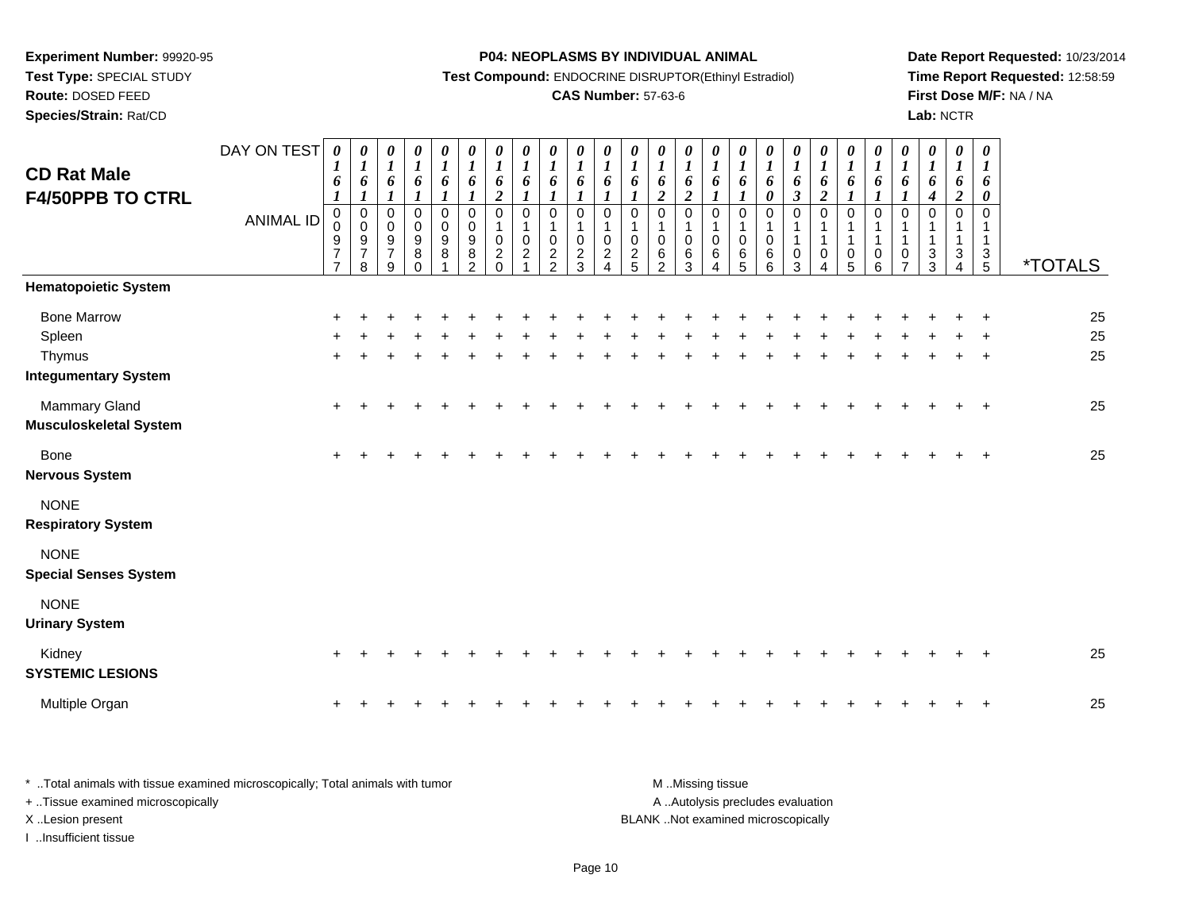**Experiment Number:** 99920-95
**Test Type:** SPECIAL STUDY
**Route:** DOSED FEED
**Species/Strain:** Rat/CD

**P04: NEOPLASMS BY INDIVIDUAL ANIMAL**
**Test Compound:** ENDOCRINE DISRUPTOR(Ethinyl Estradiol)
**CAS Number:** 57-63-6

**Date Report Requested:** 10/23/2014
**Time Report Requested:** 12:58:59
**First Dose M/F:** NA / NA
**Lab:** NCTR

## CD Rat Male F4/50PPB TO CTRL

| DAY ON TEST | 0161 | 0161 | 0161 | 0161 | 0161 | 0161 | 0162 | 0161 | 0161 | 0161 | 0161 | 0161 | 0162 | 0162 | 0161 | 0161 | 0160 | 0163 | 0162 | 0161 | 0161 | 0161 | 0164 | 0162 | 0160 | |
|---|---|---|---|---|---|---|---|---|---|---|---|---|---|---|---|---|---|---|---|---|---|---|---|---|---|---|
| **ANIMAL ID** | 00977 | 00978 | 00979 | 00980 | 00981 | 00982 | 01020 | 01021 | 01022 | 01023 | 01024 | 01025 | 01062 | 01063 | 01064 | 01065 | 01066 | 01103 | 01104 | 01105 | 01106 | 01107 | 01133 | 01134 | 01135 | ***TOTALS** |
| **Hematopoietic System** | | | | | | | | | | | | | | | | | | | | | | | | | | |
| Bone Marrow | + | + | + | + | + | + | + | + | + | + | + | + | + | + | + | + | + | + | + | + | + | + | + | + | + | 25 |
| Spleen | + | + | + | + | + | + | + | + | + | + | + | + | + | + | + | + | + | + | + | + | + | + | + | + | + | 25 |
| Thymus | + | + | + | + | + | + | + | + | + | + | + | + | + | + | + | + | + | + | + | + | + | + | + | + | + | 25 |
| **Integumentary System** | | | | | | | | | | | | | | | | | | | | | | | | | | |
| Mammary Gland | + | + | + | + | + | + | + | + | + | + | + | + | + | + | + | + | + | + | + | + | + | + | + | + | + | 25 |
| **Musculoskeletal System** | | | | | | | | | | | | | | | | | | | | | | | | | | |
| Bone | + | + | + | + | + | + | + | + | + | + | + | + | + | + | + | + | + | + | + | + | + | + | + | + | + | 25 |
| **Nervous System** | | | | | | | | | | | | | | | | | | | | | | | | | | |
| NONE | | | | | | | | | | | | | | | | | | | | | | | | | | |
| **Respiratory System** | | | | | | | | | | | | | | | | | | | | | | | | | | |
| NONE | | | | | | | | | | | | | | | | | | | | | | | | | | |
| **Special Senses System** | | | | | | | | | | | | | | | | | | | | | | | | | | |
| NONE | | | | | | | | | | | | | | | | | | | | | | | | | | |
| **Urinary System** | | | | | | | | | | | | | | | | | | | | | | | | | | |
| Kidney | + | + | + | + | + | + | + | + | + | + | + | + | + | + | + | + | + | + | + | + | + | + | + | + | + | 25 |
| **SYSTEMIC LESIONS** | | | | | | | | | | | | | | | | | | | | | | | | | | |
| Multiple Organ | + | + | + | + | + | + | + | + | + | + | + | + | + | + | + | + | + | + | + | + | + | + | + | + | + | 25 |

\* ..Total animals with tissue examined microscopically; Total animals with tumor
\+ ..Tissue examined microscopically
X ..Lesion present
I ..Insufficient tissue

M ..Missing tissue
A ..Autolysis precludes evaluation
BLANK ..Not examined microscopically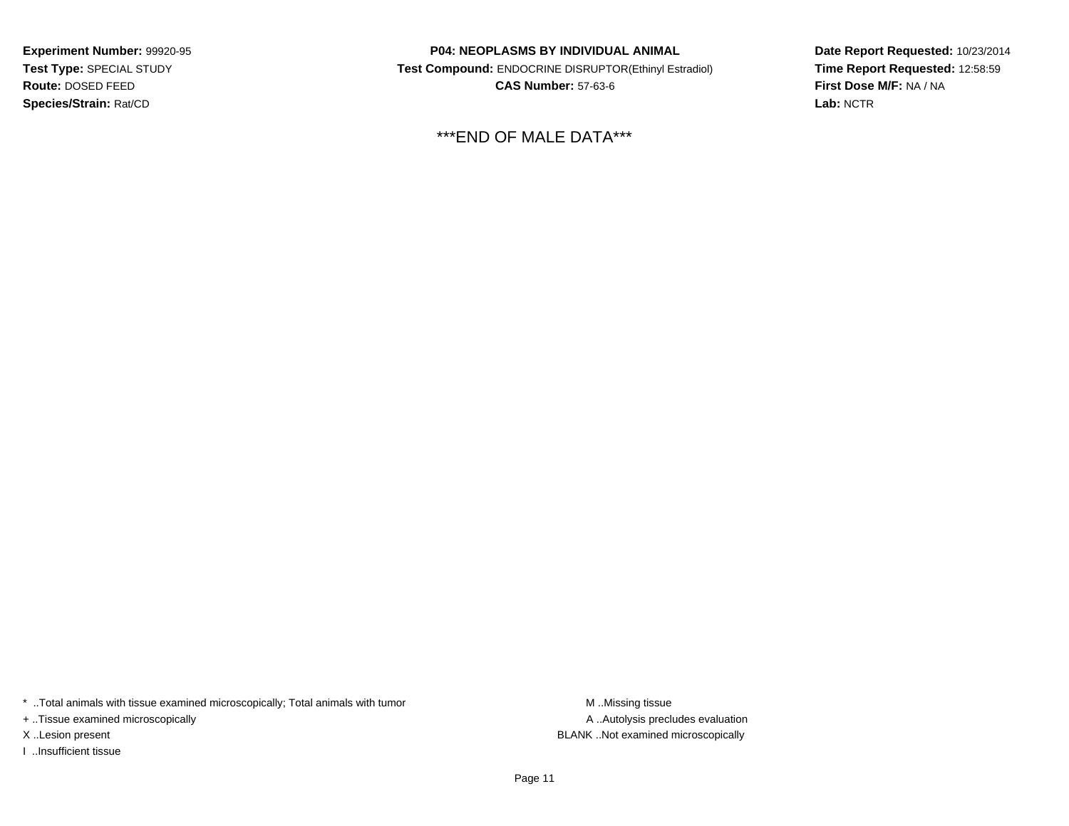***END OF MALE DATA***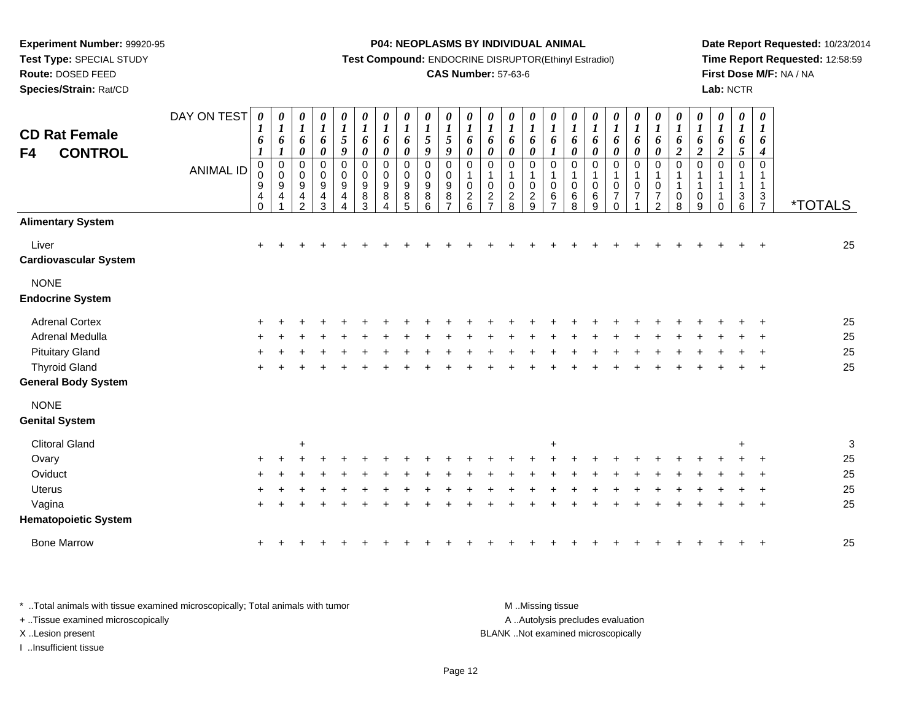**Experiment Number:** 99920-95
**Test Type:** SPECIAL STUDY
**Route:** DOSED FEED
**Species/Strain:** Rat/CD

**P04: NEOPLASMS BY INDIVIDUAL ANIMAL**
**Test Compound:** ENDOCRINE DISRUPTOR(Ethinyl Estradiol)
**CAS Number:** 57-63-6

**Date Report Requested:** 10/23/2014
**Time Report Requested:** 12:58:59
**First Dose M/F:** NA / NA
**Lab:** NCTR

## CD Rat Female
## F4 CONTROL

| DAY ON TEST | 0161 | 0161 | 0160 | 0160 | 0159 | 0160 | 0160 | 0160 | 0159 | 0159 | 0160 | 0160 | 0160 | 0160 | 0161 | 0160 | 0160 | 0160 | 0160 | 0160 | 0162 | 0162 | 0162 | 0165 | 0164 | |
|---|---|---|---|---|---|---|---|---|---|---|---|---|---|---|---|---|---|---|---|---|---|---|---|---|---|---|
| **ANIMAL ID** | 00940 | 00941 | 00942 | 00943 | 00944 | 00983 | 00984 | 00985 | 00986 | 00987 | 01026 | 01027 | 01028 | 01029 | 01067 | 01068 | 01069 | 01070 | 01071 | 01072 | 01108 | 01109 | 01110 | 01136 | 01137 | ***TOTALS** |
| **Alimentary System** | | | | | | | | | | | | | | | | | | | | | | | | | | |
| Liver | + | + | + | + | + | + | + | + | + | + | + | + | + | + | + | + | + | + | + | + | + | + | + | + | + | 25 |
| **Cardiovascular System** | | | | | | | | | | | | | | | | | | | | | | | | | | |
| NONE | | | | | | | | | | | | | | | | | | | | | | | | | | |
| **Endocrine System** | | | | | | | | | | | | | | | | | | | | | | | | | | |
| Adrenal Cortex | + | + | + | + | + | + | + | + | + | + | + | + | + | + | + | + | + | + | + | + | + | + | + | + | + | 25 |
| Adrenal Medulla | + | + | + | + | + | + | + | + | + | + | + | + | + | + | + | + | + | + | + | + | + | + | + | + | + | 25 |
| Pituitary Gland | + | + | + | + | + | + | + | + | + | + | + | + | + | + | + | + | + | + | + | + | + | + | + | + | + | 25 |
| Thyroid Gland | + | + | + | + | + | + | + | + | + | + | + | + | + | + | + | + | + | + | + | + | + | + | + | + | + | 25 |
| **General Body System** | | | | | | | | | | | | | | | | | | | | | | | | | | |
| NONE | | | | | | | | | | | | | | | | | | | | | | | | | | |
| **Genital System** | | | | | | | | | | | | | | | | | | | | | | | | | | |
| Clitoral Gland | | | + | | | | | | | | | | | | + | | | | | | | | | + | | 3 |
| Ovary | + | + | + | + | + | + | + | + | + | + | + | + | + | + | + | + | + | + | + | + | + | + | + | + | + | 25 |
| Oviduct | + | + | + | + | + | + | + | + | + | + | + | + | + | + | + | + | + | + | + | + | + | + | + | + | + | 25 |
| Uterus | + | + | + | + | + | + | + | + | + | + | + | + | + | + | + | + | + | + | + | + | + | + | + | + | + | 25 |
| Vagina | + | + | + | + | + | + | + | + | + | + | + | + | + | + | + | + | + | + | + | + | + | + | + | + | + | 25 |
| **Hematopoietic System** | | | | | | | | | | | | | | | | | | | | | | | | | | |
| Bone Marrow | + | + | + | + | + | + | + | + | + | + | + | + | + | + | + | + | + | + | + | + | + | + | + | + | + | 25 |

\* ..Total animals with tissue examined microscopically; Total animals with tumor
\+ ..Tissue examined microscopically
X ..Lesion present
I ..Insufficient tissue

M ..Missing tissue
A ..Autolysis precludes evaluation
BLANK ..Not examined microscopically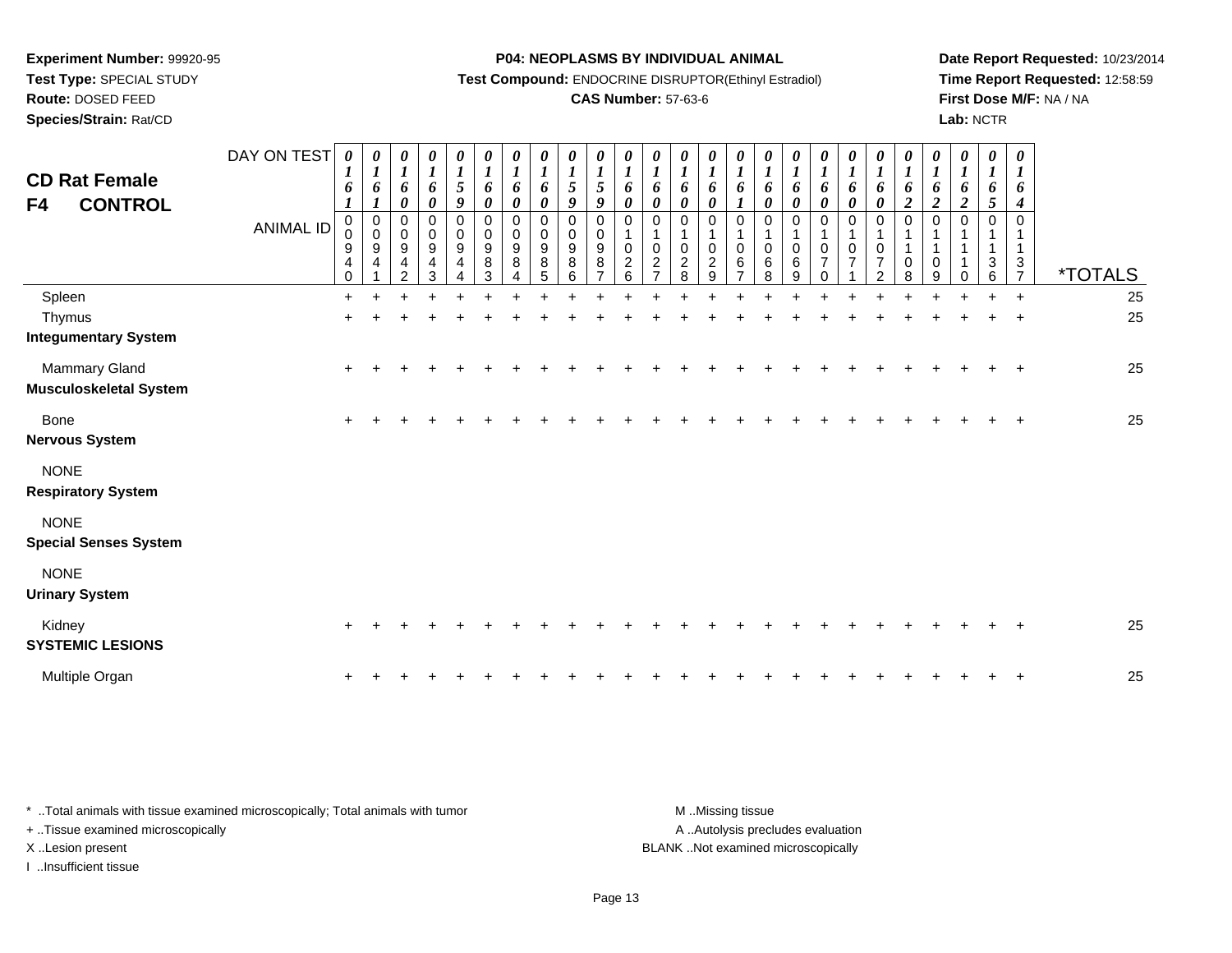**Experiment Number:** 99920-95
**Test Type:** SPECIAL STUDY
**Route:** DOSED FEED
**Species/Strain:** Rat/CD

**P04: NEOPLASMS BY INDIVIDUAL ANIMAL**
**Test Compound:** ENDOCRINE DISRUPTOR(Ethinyl Estradiol)
**CAS Number:** 57-63-6

**Date Report Requested:** 10/23/2014
**Time Report Requested:** 12:58:59
**First Dose M/F:** NA / NA
**Lab:** NCTR

## CD Rat Female
## F4 CONTROL

| DAY ON TEST | 0161 | 0161 | 0160 | 0160 | 0159 | 0160 | 0160 | 0160 | 0159 | 0159 | 0160 | 0160 | 0160 | 0160 | 0161 | 0160 | 0160 | 0160 | 0160 | 0160 | 0162 | 0162 | 0162 | 0165 | 0164 | |
|---|---|---|---|---|---|---|---|---|---|---|---|---|---|---|---|---|---|---|---|---|---|---|---|---|---|---|
| **ANIMAL ID** | 00940 | 00941 | 00942 | 00943 | 00944 | 00983 | 00984 | 00985 | 00986 | 00987 | 01026 | 01027 | 01028 | 01029 | 01067 | 01068 | 01069 | 01070 | 01071 | 01072 | 01108 | 01109 | 01110 | 01136 | 01137 | ***TOTALS** |
| Spleen | + | + | + | + | + | + | + | + | + | + | + | + | + | + | + | + | + | + | + | + | + | + | + | + | + | 25 |
| Thymus | + | + | + | + | + | + | + | + | + | + | + | + | + | + | + | + | + | + | + | + | + | + | + | + | + | 25 |
| **Integumentary System** | | | | | | | | | | | | | | | | | | | | | | | | | | |
| Mammary Gland | + | + | + | + | + | + | + | + | + | + | + | + | + | + | + | + | + | + | + | + | + | + | + | + | + | 25 |
| **Musculoskeletal System** | | | | | | | | | | | | | | | | | | | | | | | | | | |
| Bone | + | + | + | + | + | + | + | + | + | + | + | + | + | + | + | + | + | + | + | + | + | + | + | + | + | 25 |
| **Nervous System** | | | | | | | | | | | | | | | | | | | | | | | | | | |
| NONE | | | | | | | | | | | | | | | | | | | | | | | | | | |
| **Respiratory System** | | | | | | | | | | | | | | | | | | | | | | | | | | |
| NONE | | | | | | | | | | | | | | | | | | | | | | | | | | |
| **Special Senses System** | | | | | | | | | | | | | | | | | | | | | | | | | | |
| NONE | | | | | | | | | | | | | | | | | | | | | | | | | | |
| **Urinary System** | | | | | | | | | | | | | | | | | | | | | | | | | | |
| Kidney | + | + | + | + | + | + | + | + | + | + | + | + | + | + | + | + | + | + | + | + | + | + | + | + | + | 25 |
| **SYSTEMIC LESIONS** | | | | | | | | | | | | | | | | | | | | | | | | | | |
| Multiple Organ | + | + | + | + | + | + | + | + | + | + | + | + | + | + | + | + | + | + | + | + | + | + | + | + | + | 25 |

* ..Total animals with tissue examined microscopically; Total animals with tumor
+ ..Tissue examined microscopically
X ..Lesion present
I ..Insufficient tissue

M ..Missing tissue
A ..Autolysis precludes evaluation
BLANK ..Not examined microscopically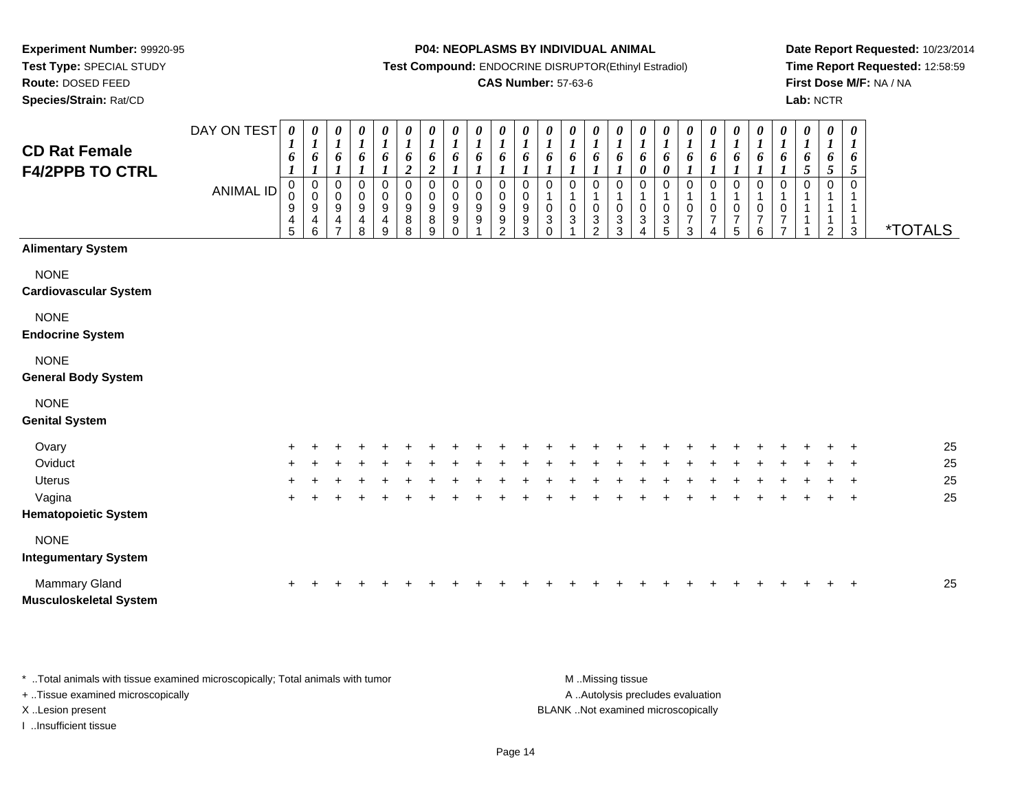**Experiment Number:** 99920-95
**Test Type:** SPECIAL STUDY
**Route:** DOSED FEED
**Species/Strain:** Rat/CD

**P04: NEOPLASMS BY INDIVIDUAL ANIMAL**
**Test Compound:** ENDOCRINE DISRUPTOR(Ethinyl Estradiol)
**CAS Number:** 57-63-6

**Date Report Requested:** 10/23/2014
**Time Report Requested:** 12:58:59
**First Dose M/F:** NA / NA
**Lab:** NCTR

# CD Rat Female F4/2PPB TO CTRL

| DAY ON TEST | 0161 | 0161 | 0161 | 0161 | 0161 | 0162 | 0162 | 0161 | 0161 | 0161 | 0161 | 0161 | 0161 | 0161 | 0161 | 0160 | 0160 | 0161 | 0161 | 0161 | 0161 | 0161 | 0165 | 0165 | 0165 | |
|---|---|---|---|---|---|---|---|---|---|---|---|---|---|---|---|---|---|---|---|---|---|---|---|---|---|---|
| **ANIMAL ID** | 00945 | 00946 | 00947 | 00948 | 00949 | 00988 | 00989 | 00990 | 00991 | 00992 | 00993 | 01030 | 01031 | 01032 | 01033 | 01034 | 01035 | 01073 | 01074 | 01075 | 01076 | 01077 | 01111 | 01112 | 01113 | ***TOTALS** |
| **Alimentary System** | | | | | | | | | | | | | | | | | | | | | | | | | | |
| NONE | | | | | | | | | | | | | | | | | | | | | | | | | | |
| **Cardiovascular System** | | | | | | | | | | | | | | | | | | | | | | | | | | |
| NONE | | | | | | | | | | | | | | | | | | | | | | | | | | |
| **Endocrine System** | | | | | | | | | | | | | | | | | | | | | | | | | | |
| NONE | | | | | | | | | | | | | | | | | | | | | | | | | | |
| **General Body System** | | | | | | | | | | | | | | | | | | | | | | | | | | |
| NONE | | | | | | | | | | | | | | | | | | | | | | | | | | |
| **Genital System** | | | | | | | | | | | | | | | | | | | | | | | | | | |
| Ovary | + | + | + | + | + | + | + | + | + | + | + | + | + | + | + | + | + | + | + | + | + | + | + | + | + | 25 |
| Oviduct | + | + | + | + | + | + | + | + | + | + | + | + | + | + | + | + | + | + | + | + | + | + | + | + | + | 25 |
| Uterus | + | + | + | + | + | + | + | + | + | + | + | + | + | + | + | + | + | + | + | + | + | + | + | + | + | 25 |
| Vagina | + | + | + | + | + | + | + | + | + | + | + | + | + | + | + | + | + | + | + | + | + | + | + | + | + | 25 |
| **Hematopoietic System** | | | | | | | | | | | | | | | | | | | | | | | | | | |
| NONE | | | | | | | | | | | | | | | | | | | | | | | | | | |
| **Integumentary System** | | | | | | | | | | | | | | | | | | | | | | | | | | |
| Mammary Gland | + | + | + | + | + | + | + | + | + | + | + | + | + | + | + | + | + | + | + | + | + | + | + | + | + | 25 |
| **Musculoskeletal System** | | | | | | | | | | | | | | | | | | | | | | | | | | |

* ..Total animals with tissue examined microscopically; Total animals with tumor
+ ..Tissue examined microscopically
X ..Lesion present
I ..Insufficient tissue

M ..Missing tissue
A ..Autolysis precludes evaluation
BLANK ..Not examined microscopically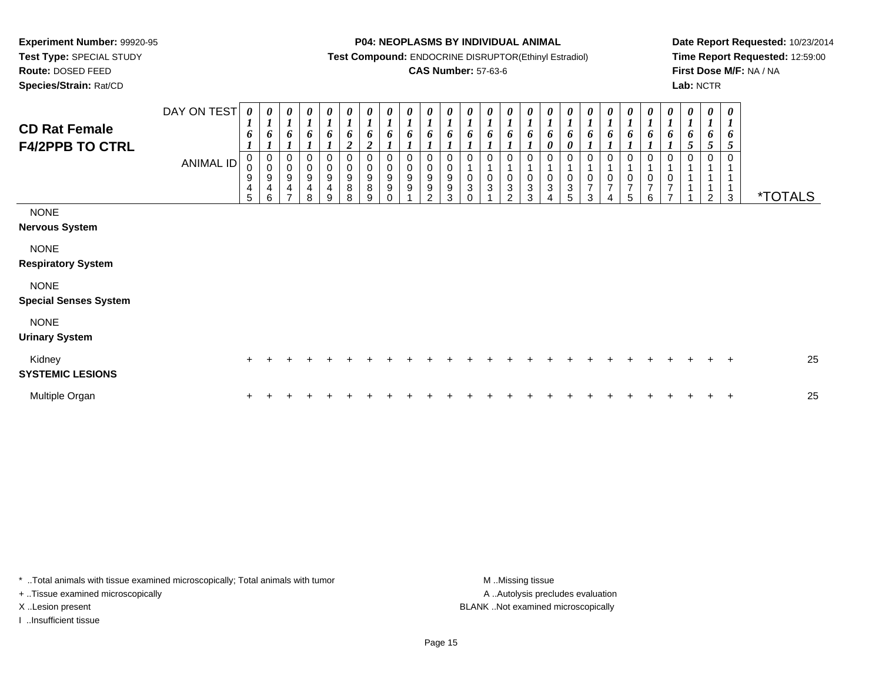**Experiment Number:** 99920-95
**Test Type:** SPECIAL STUDY
**Route:** DOSED FEED
**Species/Strain:** Rat/CD

**P04: NEOPLASMS BY INDIVIDUAL ANIMAL**
**Test Compound:** ENDOCRINE DISRUPTOR(Ethinyl Estradiol)
**CAS Number:** 57-63-6

**Date Report Requested:** 10/23/2014
**Time Report Requested:** 12:59:00
**First Dose M/F:** NA / NA
**Lab:** NCTR

## CD Rat Female F4/2PPB TO CTRL

| DAY ON TEST | 0161 | 0161 | 0161 | 0161 | 0161 | 0162 | 0162 | 0161 | 0161 | 0161 | 0161 | 0161 | 0161 | 0161 | 0161 | 0160 | 0160 | 0161 | 0161 | 0161 | 0161 | 0161 | 0165 | 0165 | 0165 | |
|---|---|---|---|---|---|---|---|---|---|---|---|---|---|---|---|---|---|---|---|---|---|---|---|---|---|---|
| **ANIMAL ID** | 00945 | 00946 | 00947 | 00948 | 00949 | 00988 | 00989 | 00990 | 00991 | 00992 | 00993 | 01030 | 01031 | 01032 | 01033 | 01034 | 01035 | 01073 | 01074 | 01075 | 01076 | 01077 | 01111 | 01112 | 01113 | ***TOTALS** |
| NONE | | | | | | | | | | | | | | | | | | | | | | | | | | |
| **Nervous System** | | | | | | | | | | | | | | | | | | | | | | | | | | |
| NONE | | | | | | | | | | | | | | | | | | | | | | | | | | |
| **Respiratory System** | | | | | | | | | | | | | | | | | | | | | | | | | | |
| NONE | | | | | | | | | | | | | | | | | | | | | | | | | | |
| **Special Senses System** | | | | | | | | | | | | | | | | | | | | | | | | | | |
| NONE | | | | | | | | | | | | | | | | | | | | | | | | | | |
| **Urinary System** | | | | | | | | | | | | | | | | | | | | | | | | | | |
| Kidney | + | + | + | + | + | + | + | + | + | + | + | + | + | + | + | + | + | + | + | + | + | + | + | + | + | 25 |
| **SYSTEMIC LESIONS** | | | | | | | | | | | | | | | | | | | | | | | | | | |
| Multiple Organ | + | + | + | + | + | + | + | + | + | + | + | + | + | + | + | + | + | + | + | + | + | + | + | + | + | 25 |

* ..Total animals with tissue examined microscopically; Total animals with tumor
+ ..Tissue examined microscopically
X ..Lesion present
I ..Insufficient tissue

M ..Missing tissue
A ..Autolysis precludes evaluation
BLANK ..Not examined microscopically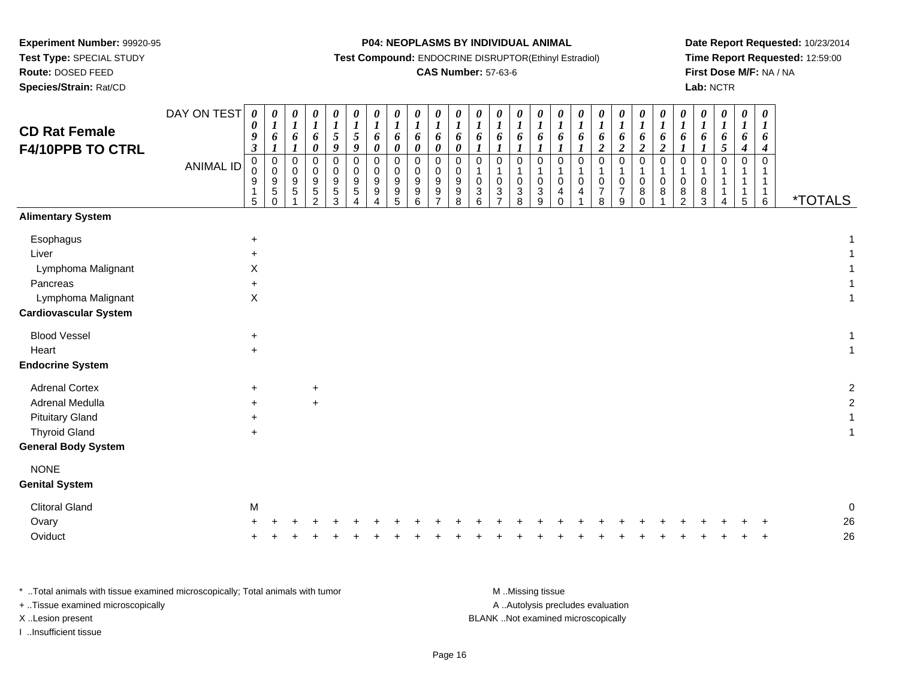**Experiment Number:** 99920-95
**Test Type:** SPECIAL STUDY
**Route:** DOSED FEED
**Species/Strain:** Rat/CD

**P04: NEOPLASMS BY INDIVIDUAL ANIMAL**
**Test Compound:** ENDOCRINE DISRUPTOR(Ethinyl Estradiol)
**CAS Number:** 57-63-6

**Date Report Requested:** 10/23/2014
**Time Report Requested:** 12:59:00
**First Dose M/F:** NA / NA
**Lab:** NCTR

## CD Rat Female F4/10PPB TO CTRL

| DAY ON TEST | 0093 | 0161 | 0161 | 0160 | 0159 | 0159 | 0160 | 0160 | 0160 | 0160 | 0160 | 0161 | 0161 | 0161 | 0161 | 0161 | 0161 | 0162 | 0162 | 0162 | 0162 | 0161 | 0161 | 0165 | 0164 | 0164 | |
|---|---|---|---|---|---|---|---|---|---|---|---|---|---|---|---|---|---|---|---|---|---|---|---|---|---|---|---|
| **ANIMAL ID** | 00915 | 00950 | 00951 | 00952 | 00953 | 00954 | 00994 | 00995 | 00996 | 00997 | 00998 | 01036 | 01037 | 01038 | 01039 | 01040 | 01041 | 01078 | 01079 | 01080 | 01081 | 01082 | 01083 | 01114 | 01115 | 01116 | ***TOTALS** |
| **Alimentary System** | | | | | | | | | | | | | | | | | | | | | | | | | | | |
| Esophagus | + | | | | | | | | | | | | | | | | | | | | | | | | | | 1 |
| Liver | + | | | | | | | | | | | | | | | | | | | | | | | | | | 1 |
| Lymphoma Malignant | X | | | | | | | | | | | | | | | | | | | | | | | | | | 1 |
| Pancreas | + | | | | | | | | | | | | | | | | | | | | | | | | | | 1 |
| Lymphoma Malignant | X | | | | | | | | | | | | | | | | | | | | | | | | | | 1 |
| **Cardiovascular System** | | | | | | | | | | | | | | | | | | | | | | | | | | | |
| Blood Vessel | + | | | | | | | | | | | | | | | | | | | | | | | | | | 1 |
| Heart | + | | | | | | | | | | | | | | | | | | | | | | | | | | 1 |
| **Endocrine System** | | | | | | | | | | | | | | | | | | | | | | | | | | | |
| Adrenal Cortex | + | | | + | | | | | | | | | | | | | | | | | | | | | | | 2 |
| Adrenal Medulla | + | | | + | | | | | | | | | | | | | | | | | | | | | | | 2 |
| Pituitary Gland | + | | | | | | | | | | | | | | | | | | | | | | | | | | 1 |
| Thyroid Gland | + | | | | | | | | | | | | | | | | | | | | | | | | | | 1 |
| **General Body System** | | | | | | | | | | | | | | | | | | | | | | | | | | | |
| NONE | | | | | | | | | | | | | | | | | | | | | | | | | | | |
| **Genital System** | | | | | | | | | | | | | | | | | | | | | | | | | | | |
| Clitoral Gland | M | | | | | | | | | | | | | | | | | | | | | | | | | | 0 |
| Ovary | + | + | + | + | + | + | + | + | + | + | + | + | + | + | + | + | + | + | + | + | + | + | + | + | + | + | 26 |
| Oviduct | + | + | + | + | + | + | + | + | + | + | + | + | + | + | + | + | + | + | + | + | + | + | + | + | + | + | 26 |

* ..Total animals with tissue examined microscopically; Total animals with tumor
+ ..Tissue examined microscopically
X ..Lesion present
I ..Insufficient tissue

M ..Missing tissue
A ..Autolysis precludes evaluation
BLANK ..Not examined microscopically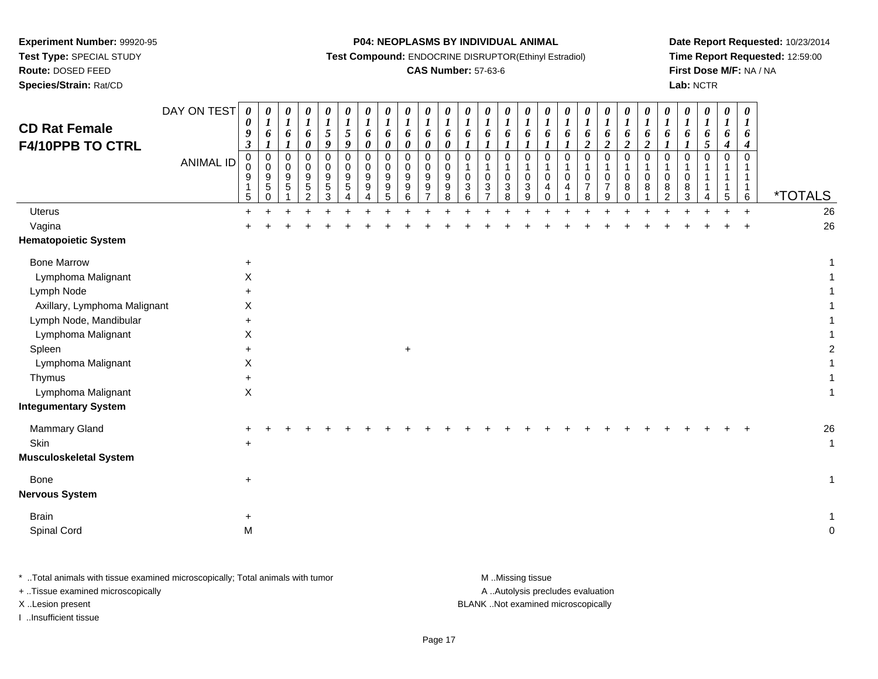**Experiment Number:** 99920-95
**Test Type:** SPECIAL STUDY
**Route:** DOSED FEED
**Species/Strain:** Rat/CD

**P04: NEOPLASMS BY INDIVIDUAL ANIMAL**
**Test Compound:** ENDOCRINE DISRUPTOR(Ethinyl Estradiol)
**CAS Number:** 57-63-6

**Date Report Requested:** 10/23/2014
**Time Report Requested:** 12:59:00
**First Dose M/F:** NA / NA
**Lab:** NCTR

## CD Rat Female F4/10PPB TO CTRL

| DAY ON TEST | 0093 | 0161 | 0161 | 0160 | 0159 | 0159 | 0160 | 0160 | 0160 | 0160 | 0160 | 0161 | 0161 | 0161 | 0161 | 0161 | 0161 | 0162 | 0162 | 0162 | 0162 | 0161 | 0161 | 0165 | 0164 | 0164 | |
|---|---|---|---|---|---|---|---|---|---|---|---|---|---|---|---|---|---|---|---|---|---|---|---|---|---|---|---|
| **ANIMAL ID** | 0009 15 | 0009 50 | 0009 51 | 0009 52 | 0009 53 | 0009 54 | 0009 94 | 0009 95 | 0009 96 | 0009 97 | 0009 98 | 0103 6 | 0103 7 | 0103 8 | 0103 9 | 0104 0 | 0104 1 | 0107 8 | 0107 9 | 0108 0 | 0108 1 | 0108 2 | 0108 3 | 0111 4 | 0111 5 | 0111 6 | ***TOTALS** |
| Uterus | + | + | + | + | + | + | + | + | + | + | + | + | + | + | + | + | + | + | + | + | + | + | + | + | + | + | 26 |
| Vagina | + | + | + | + | + | + | + | + | + | + | + | + | + | + | + | + | + | + | + | + | + | + | + | + | + | + | 26 |
| **Hematopoietic System** | | | | | | | | | | | | | | | | | | | | | | | | | | | |
| Bone Marrow | + | | | | | | | | | | | | | | | | | | | | | | | | | | 1 |
| Lymphoma Malignant | X | | | | | | | | | | | | | | | | | | | | | | | | | | 1 |
| Lymph Node | + | | | | | | | | | | | | | | | | | | | | | | | | | | 1 |
| Axillary, Lymphoma Malignant | X | | | | | | | | | | | | | | | | | | | | | | | | | | 1 |
| Lymph Node, Mandibular | + | | | | | | | | | | | | | | | | | | | | | | | | | | 1 |
| Lymphoma Malignant | X | | | | | | | | | | | | | | | | | | | | | | | | | | 1 |
| Spleen | + | | | | | | | | + | | | | | | | | | | | | | | | | | | 2 |
| Lymphoma Malignant | X | | | | | | | | | | | | | | | | | | | | | | | | | | 1 |
| Thymus | + | | | | | | | | | | | | | | | | | | | | | | | | | | 1 |
| Lymphoma Malignant | X | | | | | | | | | | | | | | | | | | | | | | | | | | 1 |
| **Integumentary System** | | | | | | | | | | | | | | | | | | | | | | | | | | | |
| Mammary Gland | + | + | + | + | + | + | + | + | + | + | + | + | + | + | + | + | + | + | + | + | + | + | + | + | + | + | 26 |
| Skin | + | | | | | | | | | | | | | | | | | | | | | | | | | | 1 |
| **Musculoskeletal System** | | | | | | | | | | | | | | | | | | | | | | | | | | | |
| Bone | + | | | | | | | | | | | | | | | | | | | | | | | | | | 1 |
| **Nervous System** | | | | | | | | | | | | | | | | | | | | | | | | | | | |
| Brain | + | | | | | | | | | | | | | | | | | | | | | | | | | | 1 |
| Spinal Cord | M | | | | | | | | | | | | | | | | | | | | | | | | | | 0 |

\* ..Total animals with tissue examined microscopically; Total animals with tumor
\+ ..Tissue examined microscopically
X ..Lesion present
I ..Insufficient tissue

M ..Missing tissue
A ..Autolysis precludes evaluation
BLANK ..Not examined microscopically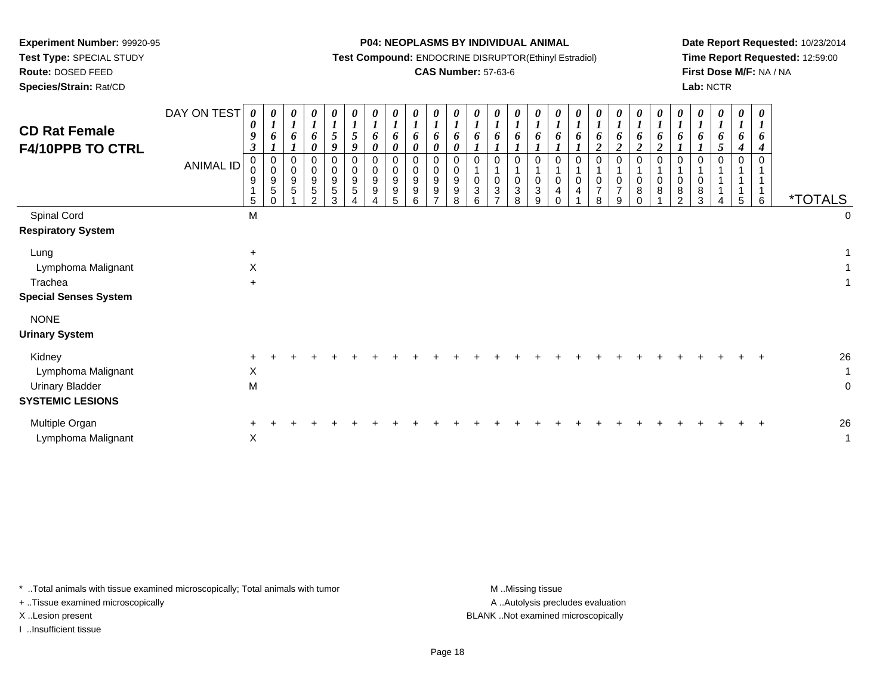**Experiment Number:** 99920-95
**Test Type:** SPECIAL STUDY
**Route:** DOSED FEED
**Species/Strain:** Rat/CD

**P04: NEOPLASMS BY INDIVIDUAL ANIMAL**
**Test Compound:** ENDOCRINE DISRUPTOR(Ethinyl Estradiol)
**CAS Number:** 57-63-6

**Date Report Requested:** 10/23/2014
**Time Report Requested:** 12:59:00
**First Dose M/F:** NA / NA
**Lab:** NCTR

## CD Rat Female F4/10PPB TO CTRL

| DAY ON TEST | 0093 | 0161 | 0161 | 0160 | 0159 | 0159 | 0160 | 0160 | 0160 | 0160 | 0160 | 0161 | 0161 | 0161 | 0161 | 0161 | 0161 | 0162 | 0162 | 0162 | 0162 | 0161 | 0161 | 0165 | 0164 | 0164 | |
|---|---|---|---|---|---|---|---|---|---|---|---|---|---|---|---|---|---|---|---|---|---|---|---|---|---|---|---|
| **ANIMAL ID** | 00915 | 00950 | 00951 | 00952 | 00953 | 00954 | 00994 | 00995 | 00996 | 00997 | 00998 | 01036 | 01037 | 01038 | 01039 | 01040 | 01041 | 01078 | 01079 | 01080 | 01081 | 01082 | 01083 | 01114 | 01115 | 01116 | ***TOTALS** |
| Spinal Cord | M | | | | | | | | | | | | | | | | | | | | | | | | | | 0 |
| **Respiratory System** | | | | | | | | | | | | | | | | | | | | | | | | | | | |
| Lung | + | | | | | | | | | | | | | | | | | | | | | | | | | | 1 |
| Lymphoma Malignant | X | | | | | | | | | | | | | | | | | | | | | | | | | | 1 |
| Trachea | + | | | | | | | | | | | | | | | | | | | | | | | | | | 1 |
| **Special Senses System** | | | | | | | | | | | | | | | | | | | | | | | | | | | |
| NONE | | | | | | | | | | | | | | | | | | | | | | | | | | | |
| **Urinary System** | | | | | | | | | | | | | | | | | | | | | | | | | | | |
| Kidney | + | + | + | + | + | + | + | + | + | + | + | + | + | + | + | + | + | + | + | + | + | + | + | + | + | + | 26 |
| Lymphoma Malignant | X | | | | | | | | | | | | | | | | | | | | | | | | | | 1 |
| Urinary Bladder | M | | | | | | | | | | | | | | | | | | | | | | | | | | 0 |
| **SYSTEMIC LESIONS** | | | | | | | | | | | | | | | | | | | | | | | | | | | |
| Multiple Organ | + | + | + | + | + | + | + | + | + | + | + | + | + | + | + | + | + | + | + | + | + | + | + | + | + | + | 26 |
| Lymphoma Malignant | X | | | | | | | | | | | | | | | | | | | | | | | | | | 1 |

\* ..Total animals with tissue examined microscopically; Total animals with tumor
\+ ..Tissue examined microscopically
X ..Lesion present
I ..Insufficient tissue

M ..Missing tissue
A ..Autolysis precludes evaluation
BLANK ..Not examined microscopically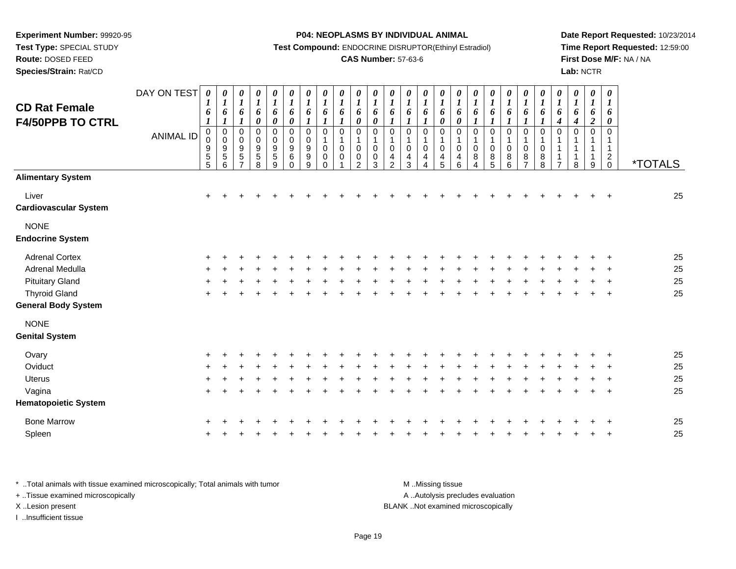**Experiment Number:** 99920-95
**Test Type:** SPECIAL STUDY
**Route:** DOSED FEED
**Species/Strain:** Rat/CD

**P04: NEOPLASMS BY INDIVIDUAL ANIMAL**
**Test Compound:** ENDOCRINE DISRUPTOR(Ethinyl Estradiol)
**CAS Number:** 57-63-6

**Date Report Requested:** 10/23/2014
**Time Report Requested:** 12:59:00
**First Dose M/F:** NA / NA
**Lab:** NCTR

# CD Rat Female F4/50PPB TO CTRL

| DAY ON TEST | 0161 | 0161 | 0161 | 0160 | 0160 | 0160 | 0161 | 0161 | 0161 | 0160 | 0160 | 0161 | 0161 | 0161 | 0160 | 0160 | 0161 | 0161 | 0161 | 0161 | 0161 | 0164 | 0164 | 0162 | 0160 | |
|---|---|---|---|---|---|---|---|---|---|---|---|---|---|---|---|---|---|---|---|---|---|---|---|---|---|---|
| **ANIMAL ID** | 00955 | 00956 | 00957 | 00958 | 00959 | 00960 | 00999 | 01000 | 01001 | 01002 | 01003 | 01042 | 01043 | 01044 | 01045 | 01046 | 01084 | 01085 | 01086 | 01087 | 01088 | 01117 | 01118 | 01119 | 01120 | ***TOTALS** |
| **Alimentary System** | | | | | | | | | | | | | | | | | | | | | | | | | | |
| Liver | + | + | + | + | + | + | + | + | + | + | + | + | + | + | + | + | + | + | + | + | + | + | + | + | + | 25 |
| **Cardiovascular System** | | | | | | | | | | | | | | | | | | | | | | | | | | |
| NONE | | | | | | | | | | | | | | | | | | | | | | | | | | |
| **Endocrine System** | | | | | | | | | | | | | | | | | | | | | | | | | | |
| Adrenal Cortex | + | + | + | + | + | + | + | + | + | + | + | + | + | + | + | + | + | + | + | + | + | + | + | + | + | 25 |
| Adrenal Medulla | + | + | + | + | + | + | + | + | + | + | + | + | + | + | + | + | + | + | + | + | + | + | + | + | + | 25 |
| Pituitary Gland | + | + | + | + | + | + | + | + | + | + | + | + | + | + | + | + | + | + | + | + | + | + | + | + | + | 25 |
| Thyroid Gland | + | + | + | + | + | + | + | + | + | + | + | + | + | + | + | + | + | + | + | + | + | + | + | + | + | 25 |
| **General Body System** | | | | | | | | | | | | | | | | | | | | | | | | | | |
| NONE | | | | | | | | | | | | | | | | | | | | | | | | | | |
| **Genital System** | | | | | | | | | | | | | | | | | | | | | | | | | | |
| Ovary | + | + | + | + | + | + | + | + | + | + | + | + | + | + | + | + | + | + | + | + | + | + | + | + | + | 25 |
| Oviduct | + | + | + | + | + | + | + | + | + | + | + | + | + | + | + | + | + | + | + | + | + | + | + | + | + | 25 |
| Uterus | + | + | + | + | + | + | + | + | + | + | + | + | + | + | + | + | + | + | + | + | + | + | + | + | + | 25 |
| Vagina | + | + | + | + | + | + | + | + | + | + | + | + | + | + | + | + | + | + | + | + | + | + | + | + | + | 25 |
| **Hematopoietic System** | | | | | | | | | | | | | | | | | | | | | | | | | | |
| Bone Marrow | + | + | + | + | + | + | + | + | + | + | + | + | + | + | + | + | + | + | + | + | + | + | + | + | + | 25 |
| Spleen | + | + | + | + | + | + | + | + | + | + | + | + | + | + | + | + | + | + | + | + | + | + | + | + | + | 25 |

* ..Total animals with tissue examined microscopically; Total animals with tumor
+ ..Tissue examined microscopically
X ..Lesion present
I ..Insufficient tissue

M ..Missing tissue
A ..Autolysis precludes evaluation
BLANK ..Not examined microscopically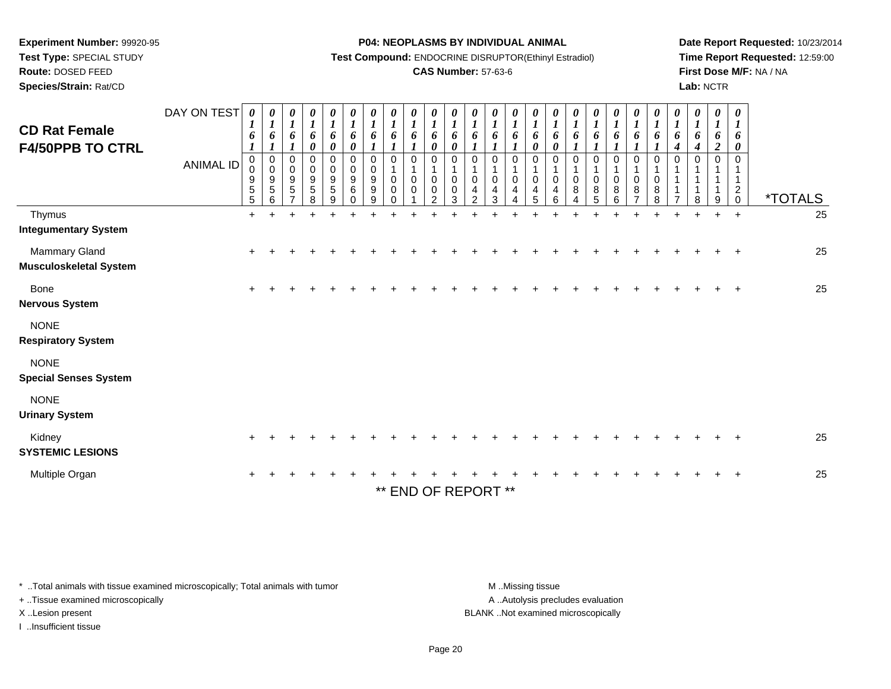**Experiment Number:** 99920-95
**Test Type:** SPECIAL STUDY
**Route:** DOSED FEED
**Species/Strain:** Rat/CD

**P04: NEOPLASMS BY INDIVIDUAL ANIMAL**
**Test Compound:** ENDOCRINE DISRUPTOR(Ethinyl Estradiol)
**CAS Number:** 57-63-6

**Date Report Requested:** 10/23/2014
**Time Report Requested:** 12:59:00
**First Dose M/F:** NA / NA
**Lab:** NCTR

## CD Rat Female F4/50PPB TO CTRL

| DAY ON TEST | 0161 | 0161 | 0161 | 0160 | 0160 | 0160 | 0161 | 0161 | 0161 | 0160 | 0160 | 0161 | 0161 | 0161 | 0160 | 0160 | 0161 | 0161 | 0161 | 0161 | 0161 | 0164 | 0164 | 0162 | 0160 | |
|---|---|---|---|---|---|---|---|---|---|---|---|---|---|---|---|---|---|---|---|---|---|---|---|---|---|---|
| **ANIMAL ID** | 00955 | 00956 | 00957 | 00958 | 00959 | 00960 | 00999 | 01000 | 01001 | 01002 | 01003 | 01042 | 01043 | 01044 | 01045 | 01046 | 01084 | 01085 | 01086 | 01087 | 01088 | 01117 | 01118 | 01119 | 01120 | ***TOTALS** |
| Thymus | + | + | + | + | + | + | + | + | + | + | + | + | + | + | + | + | + | + | + | + | + | + | + | + | + | 25 |
| **Integumentary System** | | | | | | | | | | | | | | | | | | | | | | | | | | |
| Mammary Gland | + | + | + | + | + | + | + | + | + | + | + | + | + | + | + | + | + | + | + | + | + | + | + | + | + | 25 |
| **Musculoskeletal System** | | | | | | | | | | | | | | | | | | | | | | | | | | |
| Bone | + | + | + | + | + | + | + | + | + | + | + | + | + | + | + | + | + | + | + | + | + | + | + | + | + | 25 |
| **Nervous System** | | | | | | | | | | | | | | | | | | | | | | | | | | |
| NONE | | | | | | | | | | | | | | | | | | | | | | | | | | |
| **Respiratory System** | | | | | | | | | | | | | | | | | | | | | | | | | | |
| NONE | | | | | | | | | | | | | | | | | | | | | | | | | | |
| **Special Senses System** | | | | | | | | | | | | | | | | | | | | | | | | | | |
| NONE | | | | | | | | | | | | | | | | | | | | | | | | | | |
| **Urinary System** | | | | | | | | | | | | | | | | | | | | | | | | | | |
| Kidney | + | + | + | + | + | + | + | + | + | + | + | + | + | + | + | + | + | + | + | + | + | + | + | + | + | 25 |
| **SYSTEMIC LESIONS** | | | | | | | | | | | | | | | | | | | | | | | | | | |
| Multiple Organ | + | + | + | + | + | + | + | + | + | + | + | + | + | + | + | + | + | + | + | + | + | + | + | + | + | 25 |

** END OF REPORT **

* ..Total animals with tissue examined microscopically; Total animals with tumor
+ ..Tissue examined microscopically
X ..Lesion present
I ..Insufficient tissue

M ..Missing tissue
A ..Autolysis precludes evaluation
BLANK ..Not examined microscopically